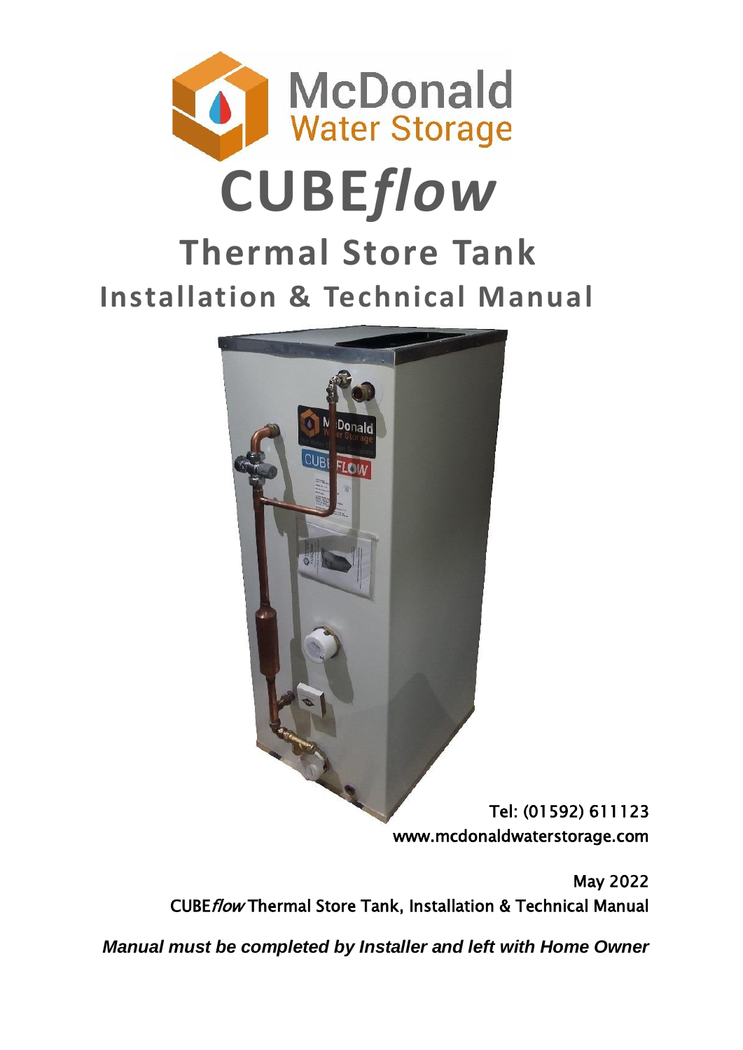McDonald
Water Storage

# CUBE*flow*

## Thermal Store Tank

### Installation & Technical Manual

Tel: (01592) 611123
www.mcdonaldwaterstorage.com

May 2022
CUBE*flow* Thermal Store Tank, Installation & Technical Manual

***Manual must be completed by Installer and left with Home Owner***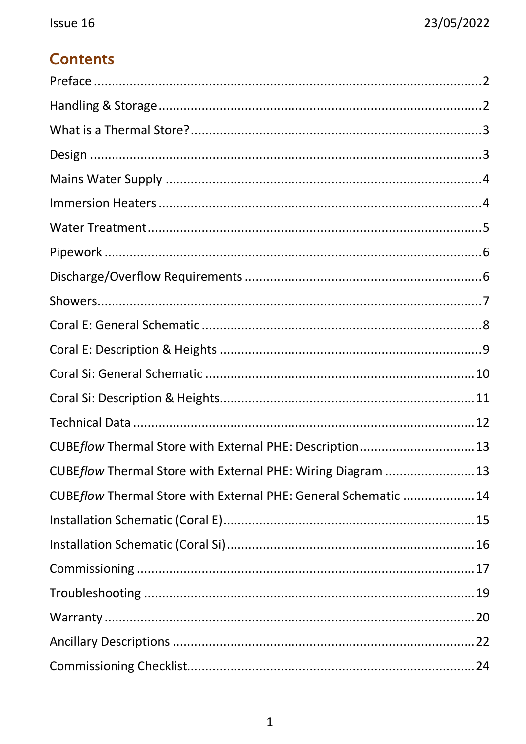## Contents

| | |
|---|---|
| Preface | 2 |
| Handling & Storage | 2 |
| What is a Thermal Store? | 3 |
| Design | 3 |
| Mains Water Supply | 4 |
| Immersion Heaters | 4 |
| Water Treatment | 5 |
| Pipework | 6 |
| Discharge/Overflow Requirements | 6 |
| Showers | 7 |
| Coral E: General Schematic | 8 |
| Coral E: Description & Heights | 9 |
| Coral Si: General Schematic | 10 |
| Coral Si: Description & Heights | 11 |
| Technical Data | 12 |
| CUBE*flow* Thermal Store with External PHE: Description | 13 |
| CUBE*flow* Thermal Store with External PHE: Wiring Diagram | 13 |
| CUBE*flow* Thermal Store with External PHE: General Schematic | 14 |
| Installation Schematic (Coral E) | 15 |
| Installation Schematic (Coral Si) | 16 |
| Commissioning | 17 |
| Troubleshooting | 19 |
| Warranty | 20 |
| Ancillary Descriptions | 22 |
| Commissioning Checklist | 24 |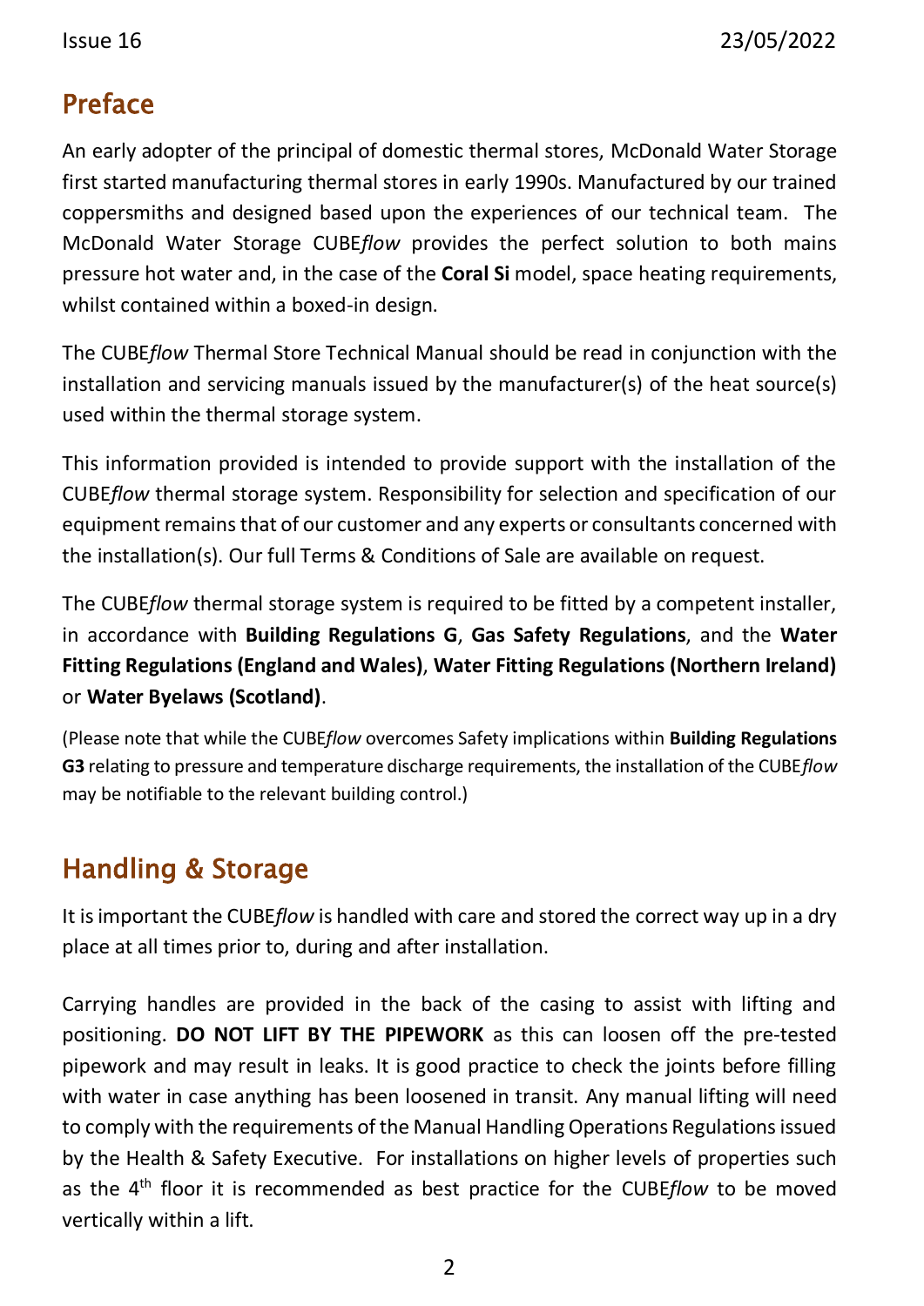## Preface

An early adopter of the principal of domestic thermal stores, McDonald Water Storage first started manufacturing thermal stores in early 1990s. Manufactured by our trained coppersmiths and designed based upon the experiences of our technical team. The McDonald Water Storage CUBE*flow* provides the perfect solution to both mains pressure hot water and, in the case of the **Coral Si** model, space heating requirements, whilst contained within a boxed-in design.

The CUBE*flow* Thermal Store Technical Manual should be read in conjunction with the installation and servicing manuals issued by the manufacturer(s) of the heat source(s) used within the thermal storage system.

This information provided is intended to provide support with the installation of the CUBE*flow* thermal storage system. Responsibility for selection and specification of our equipment remains that of our customer and any experts or consultants concerned with the installation(s). Our full Terms & Conditions of Sale are available on request.

The CUBE*flow* thermal storage system is required to be fitted by a competent installer, in accordance with **Building Regulations G**, **Gas Safety Regulations**, and the **Water Fitting Regulations (England and Wales)**, **Water Fitting Regulations (Northern Ireland)** or **Water Byelaws (Scotland)**.

(Please note that while the CUBE*flow* overcomes Safety implications within **Building Regulations G3** relating to pressure and temperature discharge requirements, the installation of the CUBE*flow* may be notifiable to the relevant building control.)

## Handling & Storage

It is important the CUBE*flow* is handled with care and stored the correct way up in a dry place at all times prior to, during and after installation.

Carrying handles are provided in the back of the casing to assist with lifting and positioning. **DO NOT LIFT BY THE PIPEWORK** as this can loosen off the pre-tested pipework and may result in leaks. It is good practice to check the joints before filling with water in case anything has been loosened in transit. Any manual lifting will need to comply with the requirements of the Manual Handling Operations Regulations issued by the Health & Safety Executive. For installations on higher levels of properties such as the 4th floor it is recommended as best practice for the CUBE*flow* to be moved vertically within a lift.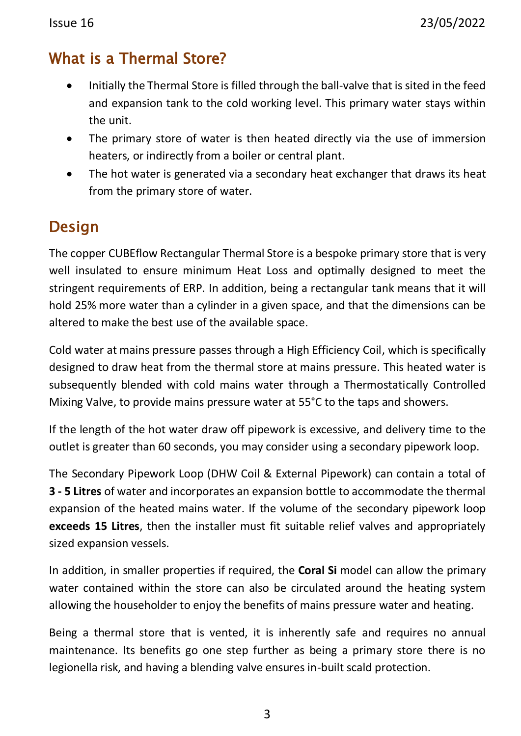## What is a Thermal Store?

- Initially the Thermal Store is filled through the ball-valve that is sited in the feed and expansion tank to the cold working level. This primary water stays within the unit.
- The primary store of water is then heated directly via the use of immersion heaters, or indirectly from a boiler or central plant.
- The hot water is generated via a secondary heat exchanger that draws its heat from the primary store of water.

## Design

The copper CUBEflow Rectangular Thermal Store is a bespoke primary store that is very well insulated to ensure minimum Heat Loss and optimally designed to meet the stringent requirements of ERP. In addition, being a rectangular tank means that it will hold 25% more water than a cylinder in a given space, and that the dimensions can be altered to make the best use of the available space.

Cold water at mains pressure passes through a High Efficiency Coil, which is specifically designed to draw heat from the thermal store at mains pressure. This heated water is subsequently blended with cold mains water through a Thermostatically Controlled Mixing Valve, to provide mains pressure water at 55°C to the taps and showers.

If the length of the hot water draw off pipework is excessive, and delivery time to the outlet is greater than 60 seconds, you may consider using a secondary pipework loop.

The Secondary Pipework Loop (DHW Coil & External Pipework) can contain a total of **3 - 5 Litres** of water and incorporates an expansion bottle to accommodate the thermal expansion of the heated mains water. If the volume of the secondary pipework loop **exceeds 15 Litres**, then the installer must fit suitable relief valves and appropriately sized expansion vessels.

In addition, in smaller properties if required, the **Coral Si** model can allow the primary water contained within the store can also be circulated around the heating system allowing the householder to enjoy the benefits of mains pressure water and heating.

Being a thermal store that is vented, it is inherently safe and requires no annual maintenance. Its benefits go one step further as being a primary store there is no legionella risk, and having a blending valve ensures in-built scald protection.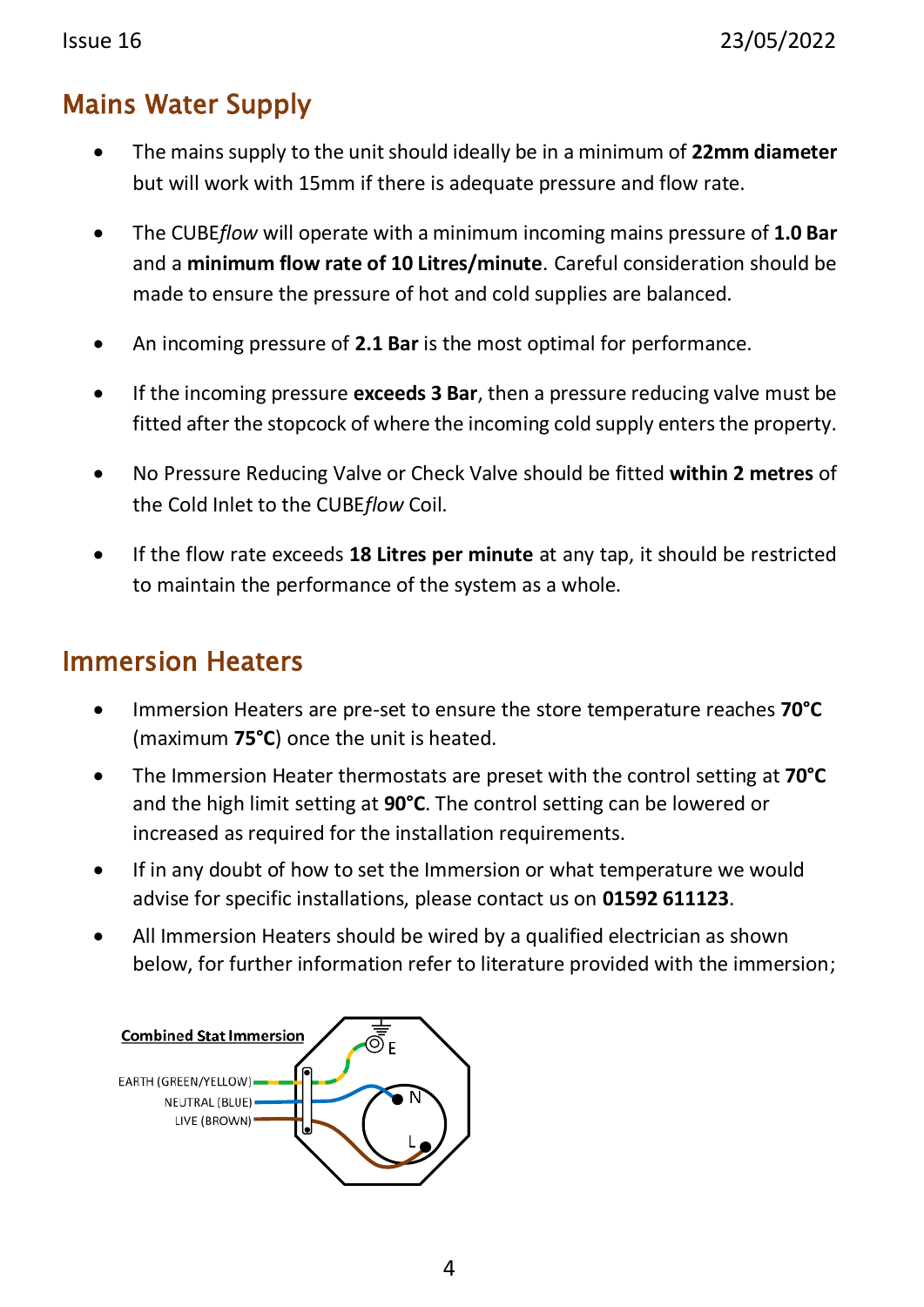## Mains Water Supply

- The mains supply to the unit should ideally be in a minimum of **22mm diameter** but will work with 15mm if there is adequate pressure and flow rate.
- The CUBE*flow* will operate with a minimum incoming mains pressure of **1.0 Bar** and a **minimum flow rate of 10 Litres/minute**. Careful consideration should be made to ensure the pressure of hot and cold supplies are balanced.
- An incoming pressure of **2.1 Bar** is the most optimal for performance.
- If the incoming pressure **exceeds 3 Bar**, then a pressure reducing valve must be fitted after the stopcock of where the incoming cold supply enters the property.
- No Pressure Reducing Valve or Check Valve should be fitted **within 2 metres** of the Cold Inlet to the CUBE*flow* Coil.
- If the flow rate exceeds **18 Litres per minute** at any tap, it should be restricted to maintain the performance of the system as a whole.

## Immersion Heaters

- Immersion Heaters are pre-set to ensure the store temperature reaches **70°C** (maximum **75°C**) once the unit is heated.
- The Immersion Heater thermostats are preset with the control setting at **70°C** and the high limit setting at **90°C**. The control setting can be lowered or increased as required for the installation requirements.
- If in any doubt of how to set the Immersion or what temperature we would advise for specific installations, please contact us on **01592 611123**.
- All Immersion Heaters should be wired by a qualified electrician as shown below, for further information refer to literature provided with the immersion;

**Combined Stat Immersion**

EARTH (GREEN/YELLOW)
NEUTRAL (BLUE)
LIVE (BROWN)

E
N
L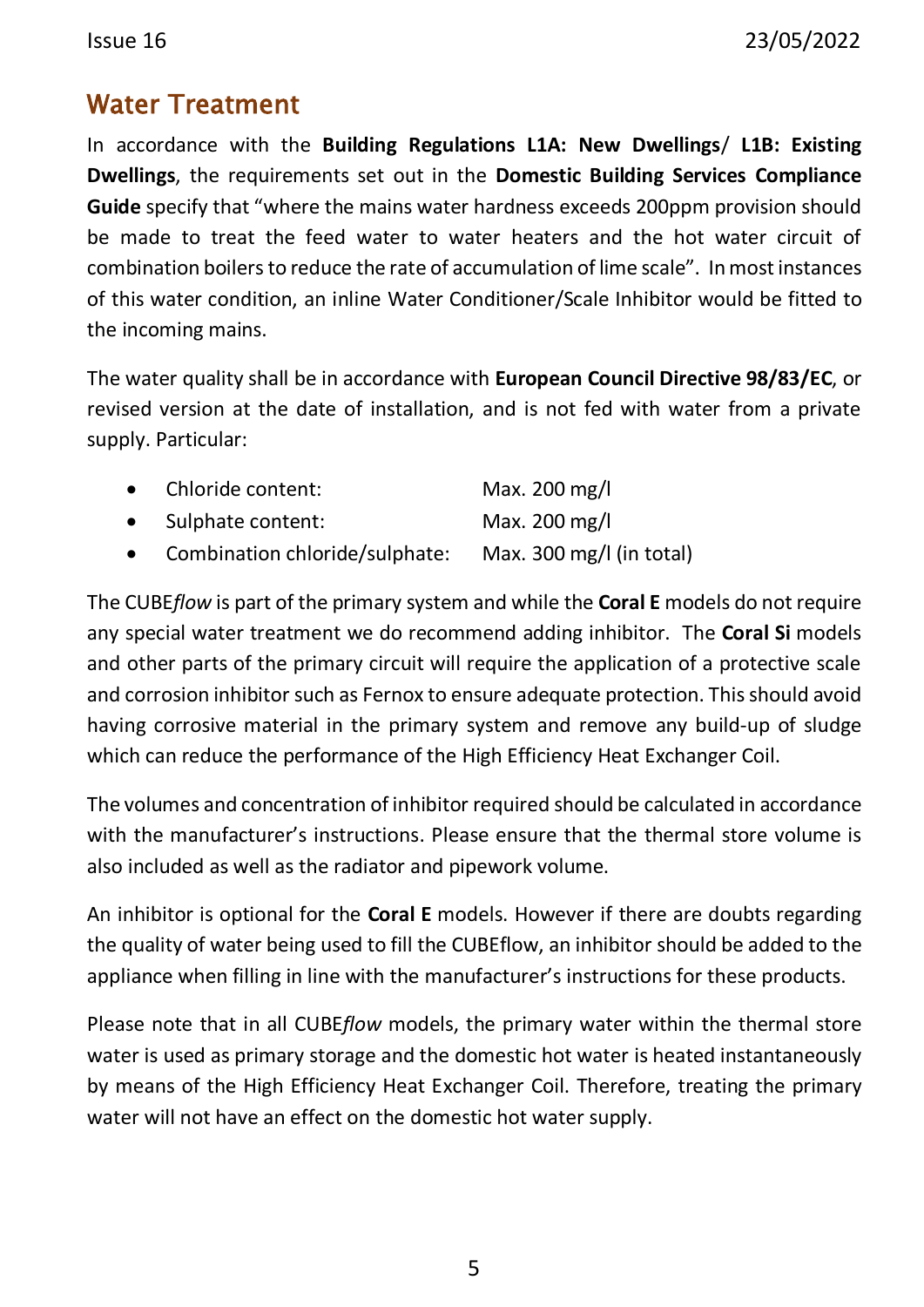## Water Treatment

In accordance with the **Building Regulations L1A: New Dwellings**/ **L1B: Existing Dwellings**, the requirements set out in the **Domestic Building Services Compliance Guide** specify that "where the mains water hardness exceeds 200ppm provision should be made to treat the feed water to water heaters and the hot water circuit of combination boilers to reduce the rate of accumulation of lime scale". In most instances of this water condition, an inline Water Conditioner/Scale Inhibitor would be fitted to the incoming mains.

The water quality shall be in accordance with **European Council Directive 98/83/EC**, or revised version at the date of installation, and is not fed with water from a private supply. Particular:

- Chloride content: Max. 200 mg/l
- Sulphate content: Max. 200 mg/l
- Combination chloride/sulphate: Max. 300 mg/l (in total)

The CUBE*flow* is part of the primary system and while the **Coral E** models do not require any special water treatment we do recommend adding inhibitor. The **Coral Si** models and other parts of the primary circuit will require the application of a protective scale and corrosion inhibitor such as Fernox to ensure adequate protection. This should avoid having corrosive material in the primary system and remove any build-up of sludge which can reduce the performance of the High Efficiency Heat Exchanger Coil.

The volumes and concentration of inhibitor required should be calculated in accordance with the manufacturer's instructions. Please ensure that the thermal store volume is also included as well as the radiator and pipework volume.

An inhibitor is optional for the **Coral E** models. However if there are doubts regarding the quality of water being used to fill the CUBEflow, an inhibitor should be added to the appliance when filling in line with the manufacturer's instructions for these products.

Please note that in all CUBE*flow* models, the primary water within the thermal store water is used as primary storage and the domestic hot water is heated instantaneously by means of the High Efficiency Heat Exchanger Coil. Therefore, treating the primary water will not have an effect on the domestic hot water supply.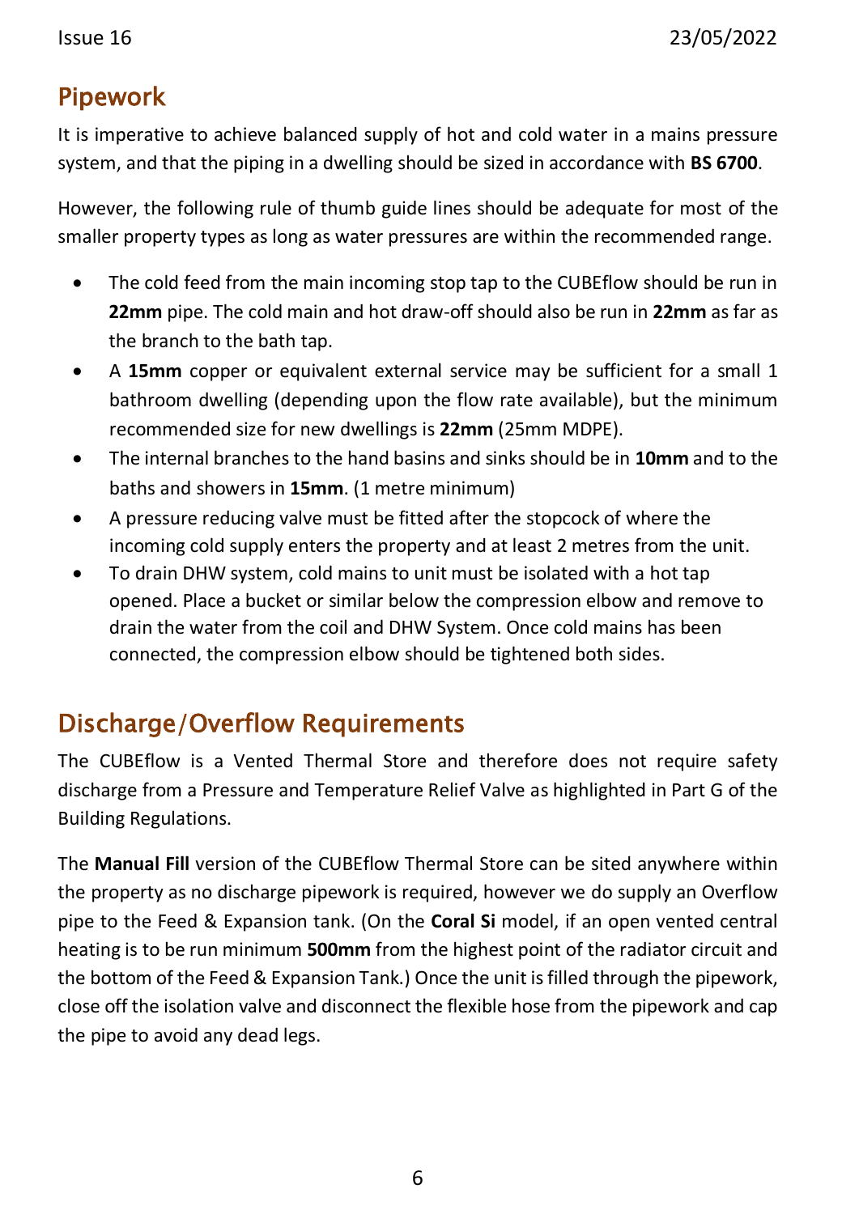## Pipework

It is imperative to achieve balanced supply of hot and cold water in a mains pressure system, and that the piping in a dwelling should be sized in accordance with **BS 6700**.

However, the following rule of thumb guide lines should be adequate for most of the smaller property types as long as water pressures are within the recommended range.

- The cold feed from the main incoming stop tap to the CUBEflow should be run in **22mm** pipe. The cold main and hot draw-off should also be run in **22mm** as far as the branch to the bath tap.
- A **15mm** copper or equivalent external service may be sufficient for a small 1 bathroom dwelling (depending upon the flow rate available), but the minimum recommended size for new dwellings is **22mm** (25mm MDPE).
- The internal branches to the hand basins and sinks should be in **10mm** and to the baths and showers in **15mm**. (1 metre minimum)
- A pressure reducing valve must be fitted after the stopcock of where the incoming cold supply enters the property and at least 2 metres from the unit.
- To drain DHW system, cold mains to unit must be isolated with a hot tap opened. Place a bucket or similar below the compression elbow and remove to drain the water from the coil and DHW System. Once cold mains has been connected, the compression elbow should be tightened both sides.

## Discharge/Overflow Requirements

The CUBEflow is a Vented Thermal Store and therefore does not require safety discharge from a Pressure and Temperature Relief Valve as highlighted in Part G of the Building Regulations.

The **Manual Fill** version of the CUBEflow Thermal Store can be sited anywhere within the property as no discharge pipework is required, however we do supply an Overflow pipe to the Feed & Expansion tank. (On the **Coral Si** model, if an open vented central heating is to be run minimum **500mm** from the highest point of the radiator circuit and the bottom of the Feed & Expansion Tank.) Once the unit is filled through the pipework, close off the isolation valve and disconnect the flexible hose from the pipework and cap the pipe to avoid any dead legs.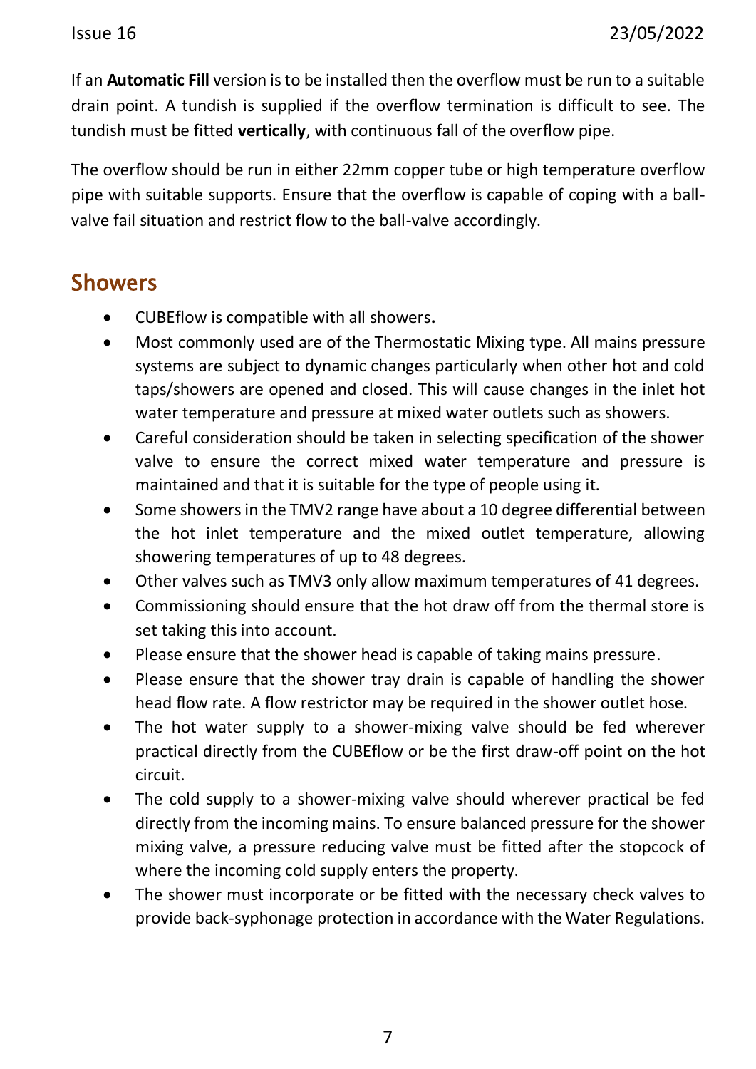If an **Automatic Fill** version is to be installed then the overflow must be run to a suitable drain point. A tundish is supplied if the overflow termination is difficult to see. The tundish must be fitted **vertically**, with continuous fall of the overflow pipe.

The overflow should be run in either 22mm copper tube or high temperature overflow pipe with suitable supports. Ensure that the overflow is capable of coping with a ball-valve fail situation and restrict flow to the ball-valve accordingly.

## Showers

- CUBEflow is compatible with all showers**.**
- Most commonly used are of the Thermostatic Mixing type. All mains pressure systems are subject to dynamic changes particularly when other hot and cold taps/showers are opened and closed. This will cause changes in the inlet hot water temperature and pressure at mixed water outlets such as showers.
- Careful consideration should be taken in selecting specification of the shower valve to ensure the correct mixed water temperature and pressure is maintained and that it is suitable for the type of people using it.
- Some showers in the TMV2 range have about a 10 degree differential between the hot inlet temperature and the mixed outlet temperature, allowing showering temperatures of up to 48 degrees.
- Other valves such as TMV3 only allow maximum temperatures of 41 degrees.
- Commissioning should ensure that the hot draw off from the thermal store is set taking this into account.
- Please ensure that the shower head is capable of taking mains pressure.
- Please ensure that the shower tray drain is capable of handling the shower head flow rate. A flow restrictor may be required in the shower outlet hose.
- The hot water supply to a shower-mixing valve should be fed wherever practical directly from the CUBEflow or be the first draw-off point on the hot circuit.
- The cold supply to a shower-mixing valve should wherever practical be fed directly from the incoming mains. To ensure balanced pressure for the shower mixing valve, a pressure reducing valve must be fitted after the stopcock of where the incoming cold supply enters the property.
- The shower must incorporate or be fitted with the necessary check valves to provide back-syphonage protection in accordance with the Water Regulations.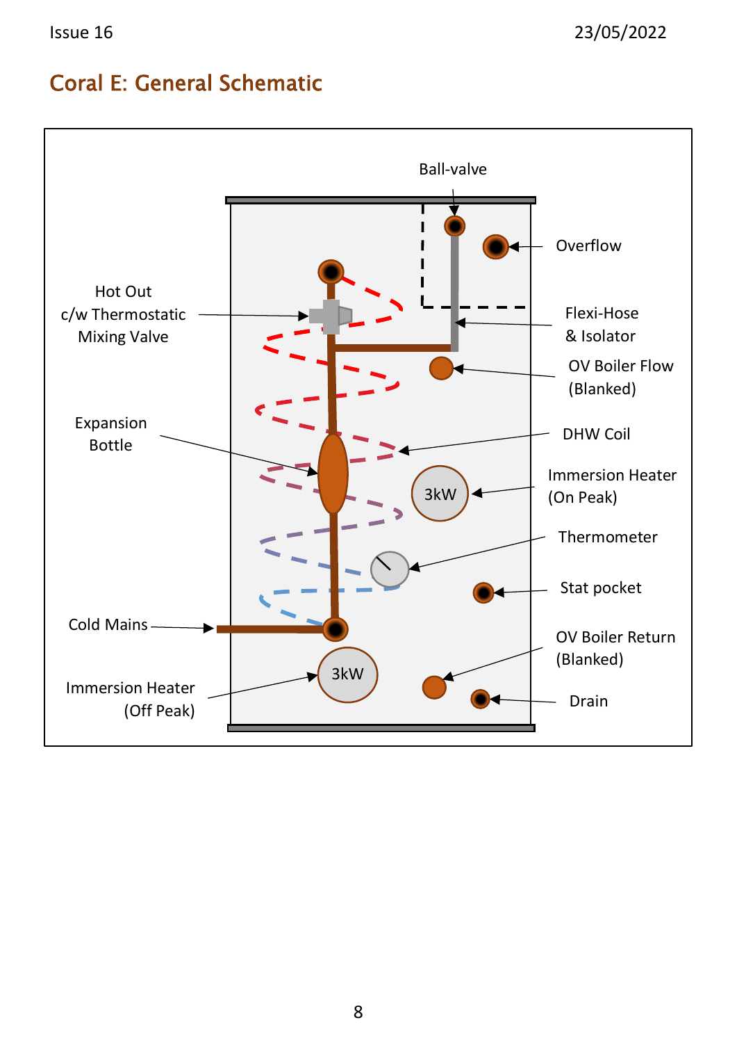## Coral E: General Schematic

Ball-valve

Overflow

Hot Out
c/w Thermostatic
Mixing Valve

Flexi-Hose
& Isolator

OV Boiler Flow
(Blanked)

Expansion
Bottle

DHW Coil

3kW

Immersion Heater
(On Peak)

Thermometer

Stat pocket

Cold Mains

OV Boiler Return
(Blanked)

3kW

Immersion Heater
(Off Peak)

Drain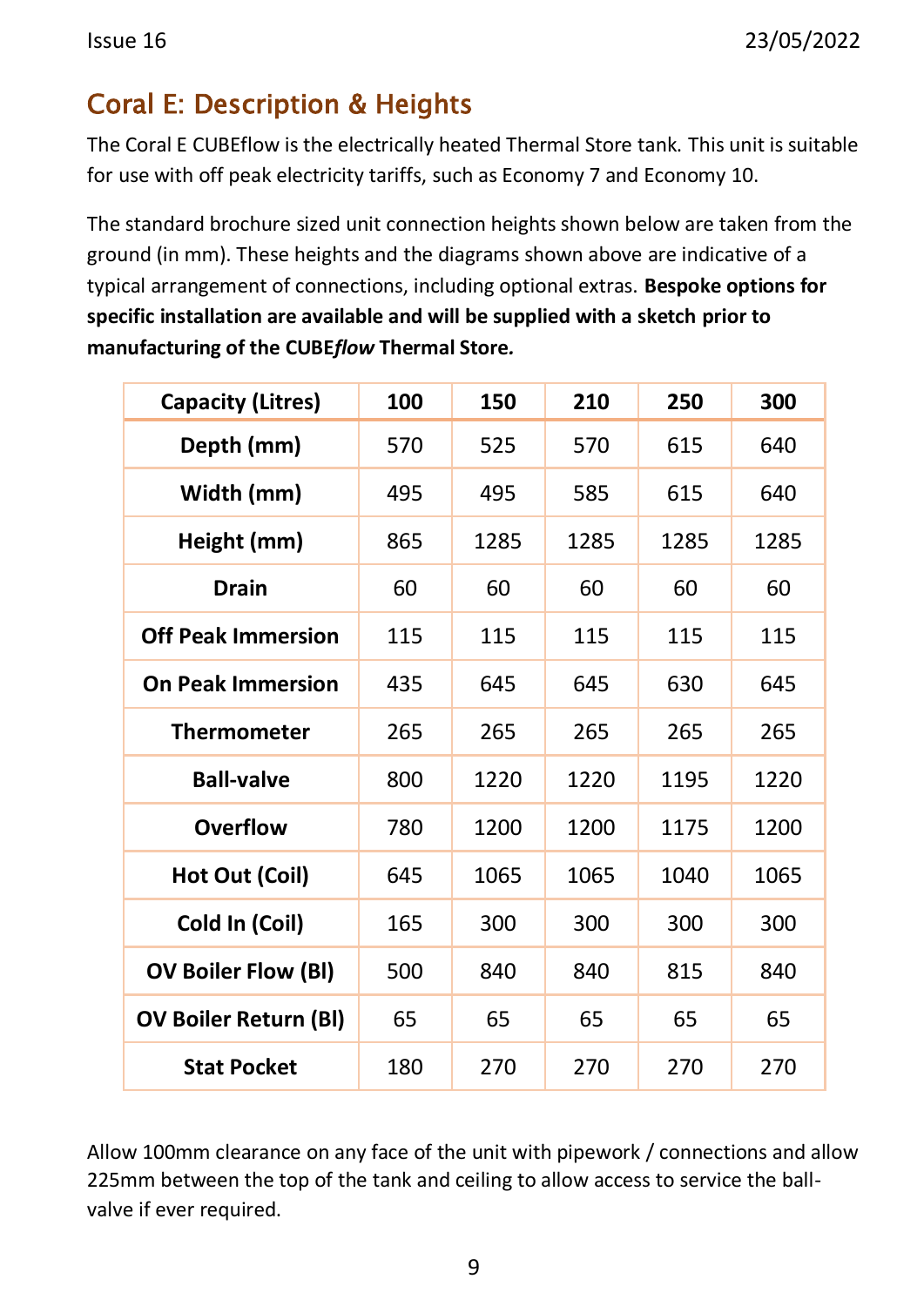## Coral E: Description & Heights

The Coral E CUBEflow is the electrically heated Thermal Store tank. This unit is suitable for use with off peak electricity tariffs, such as Economy 7 and Economy 10.

The standard brochure sized unit connection heights shown below are taken from the ground (in mm). These heights and the diagrams shown above are indicative of a typical arrangement of connections, including optional extras. **Bespoke options for specific installation are available and will be supplied with a sketch prior to manufacturing of the CUBE*flow* Thermal Store.**

| Capacity (Litres) | 100 | 150 | 210 | 250 | 300 |
|---|---|---|---|---|---|
| Depth (mm) | 570 | 525 | 570 | 615 | 640 |
| Width (mm) | 495 | 495 | 585 | 615 | 640 |
| Height (mm) | 865 | 1285 | 1285 | 1285 | 1285 |
| Drain | 60 | 60 | 60 | 60 | 60 |
| Off Peak Immersion | 115 | 115 | 115 | 115 | 115 |
| On Peak Immersion | 435 | 645 | 645 | 630 | 645 |
| Thermometer | 265 | 265 | 265 | 265 | 265 |
| Ball-valve | 800 | 1220 | 1220 | 1195 | 1220 |
| Overflow | 780 | 1200 | 1200 | 1175 | 1200 |
| Hot Out (Coil) | 645 | 1065 | 1065 | 1040 | 1065 |
| Cold In (Coil) | 165 | 300 | 300 | 300 | 300 |
| OV Boiler Flow (Bl) | 500 | 840 | 840 | 815 | 840 |
| OV Boiler Return (Bl) | 65 | 65 | 65 | 65 | 65 |
| Stat Pocket | 180 | 270 | 270 | 270 | 270 |

Allow 100mm clearance on any face of the unit with pipework / connections and allow 225mm between the top of the tank and ceiling to allow access to service the ball-valve if ever required.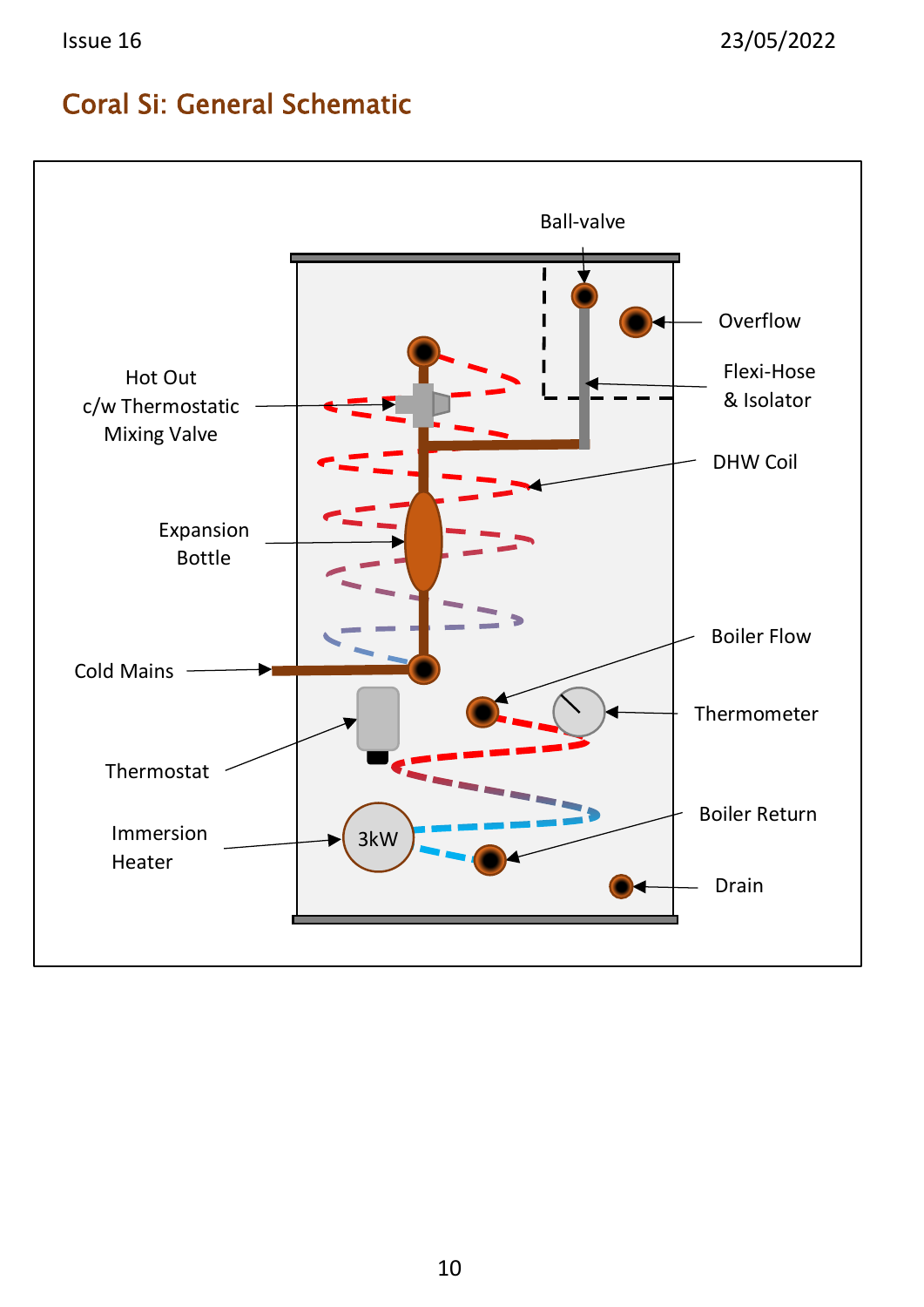## Coral Si: General Schematic

Ball-valve

Overflow

Hot Out c/w Thermostatic Mixing Valve

Flexi-Hose & Isolator

DHW Coil

Expansion Bottle

Boiler Flow

Cold Mains

Thermometer

Thermostat

Boiler Return

Immersion Heater

3kW

Drain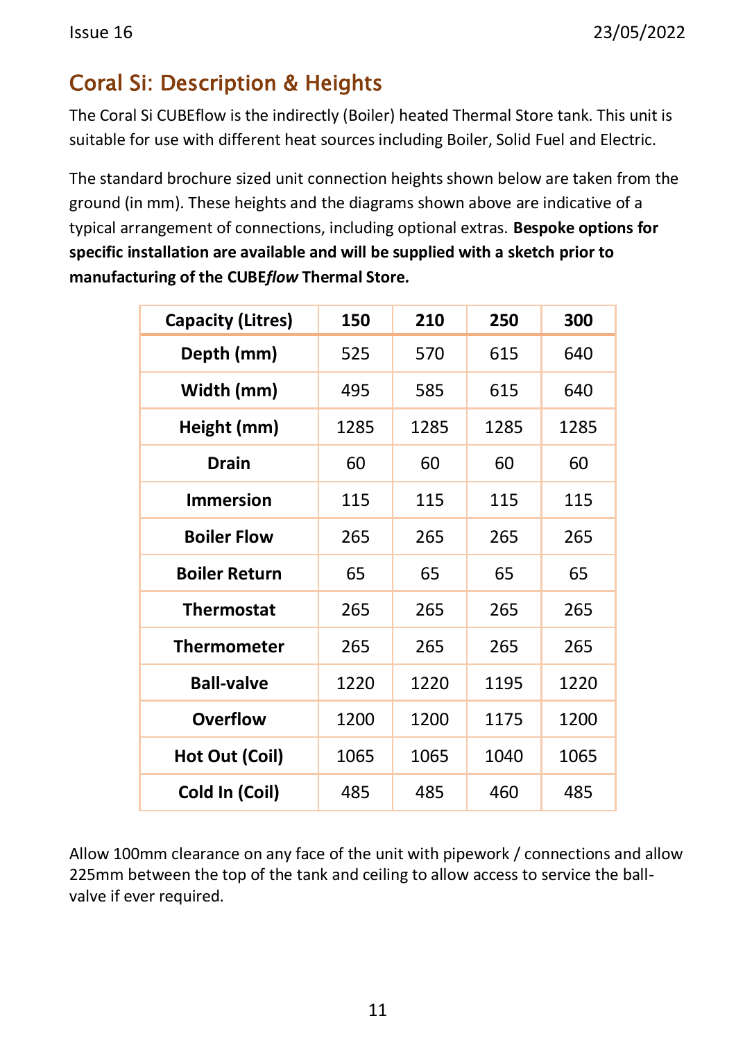## Coral Si: Description & Heights

The Coral Si CUBEflow is the indirectly (Boiler) heated Thermal Store tank. This unit is suitable for use with different heat sources including Boiler, Solid Fuel and Electric.

The standard brochure sized unit connection heights shown below are taken from the ground (in mm). These heights and the diagrams shown above are indicative of a typical arrangement of connections, including optional extras. **Bespoke options for specific installation are available and will be supplied with a sketch prior to manufacturing of the CUBE*flow* Thermal Store.**

| Capacity (Litres) | 150 | 210 | 250 | 300 |
|---|---|---|---|---|
| Depth (mm) | 525 | 570 | 615 | 640 |
| Width (mm) | 495 | 585 | 615 | 640 |
| Height (mm) | 1285 | 1285 | 1285 | 1285 |
| Drain | 60 | 60 | 60 | 60 |
| Immersion | 115 | 115 | 115 | 115 |
| Boiler Flow | 265 | 265 | 265 | 265 |
| Boiler Return | 65 | 65 | 65 | 65 |
| Thermostat | 265 | 265 | 265 | 265 |
| Thermometer | 265 | 265 | 265 | 265 |
| Ball-valve | 1220 | 1220 | 1195 | 1220 |
| Overflow | 1200 | 1200 | 1175 | 1200 |
| Hot Out (Coil) | 1065 | 1065 | 1040 | 1065 |
| Cold In (Coil) | 485 | 485 | 460 | 485 |

Allow 100mm clearance on any face of the unit with pipework / connections and allow 225mm between the top of the tank and ceiling to allow access to service the ball-valve if ever required.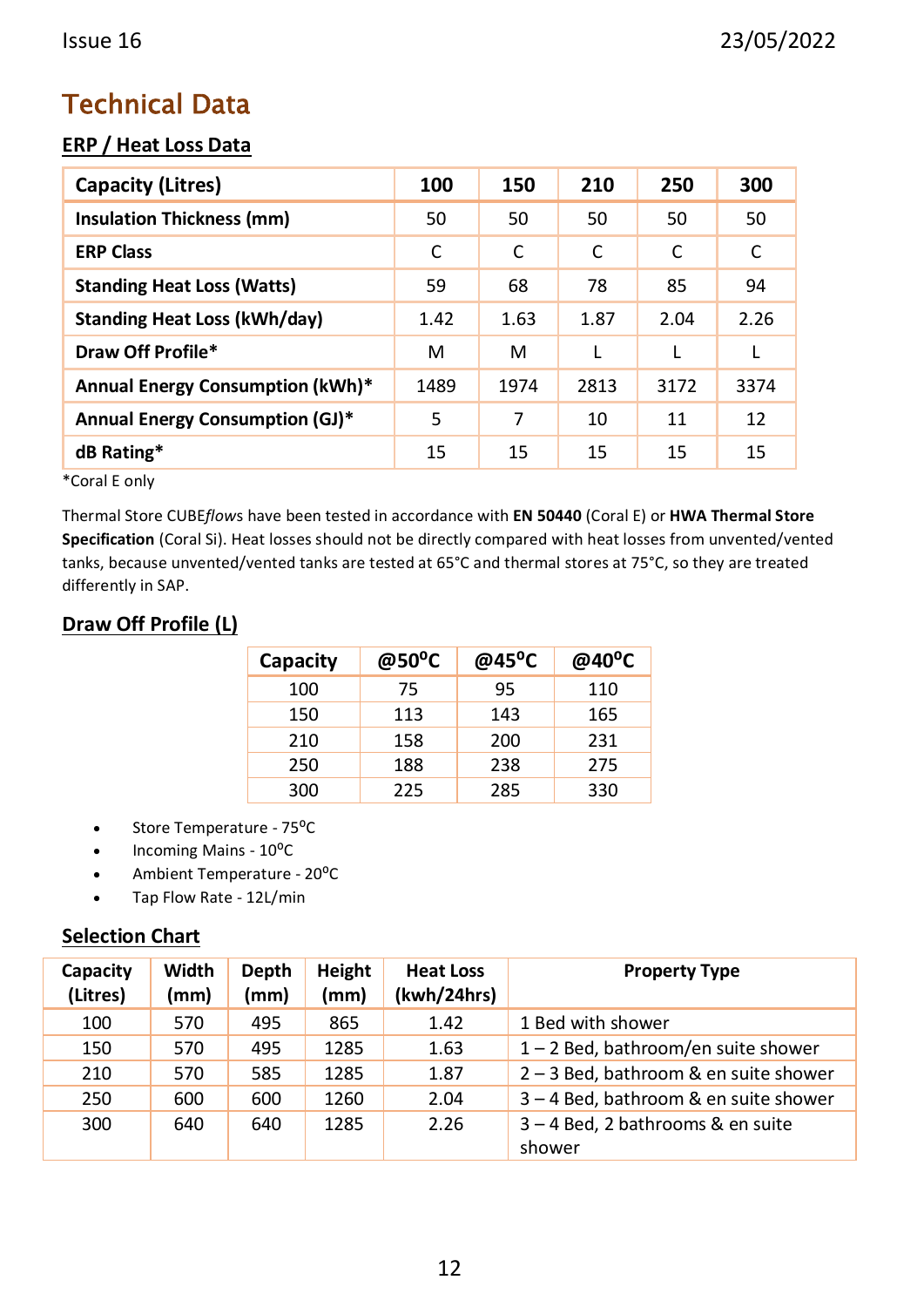# Technical Data

## ERP / Heat Loss Data

| Capacity (Litres) | 100 | 150 | 210 | 250 | 300 |
|---|---|---|---|---|---|
| Insulation Thickness (mm) | 50 | 50 | 50 | 50 | 50 |
| ERP Class | C | C | C | C | C |
| Standing Heat Loss (Watts) | 59 | 68 | 78 | 85 | 94 |
| Standing Heat Loss (kWh/day) | 1.42 | 1.63 | 1.87 | 2.04 | 2.26 |
| Draw Off Profile* | M | M | L | L | L |
| Annual Energy Consumption (kWh)* | 1489 | 1974 | 2813 | 3172 | 3374 |
| Annual Energy Consumption (GJ)* | 5 | 7 | 10 | 11 | 12 |
| dB Rating* | 15 | 15 | 15 | 15 | 15 |

*Coral E only

Thermal Store CUBE*flows* have been tested in accordance with **EN 50440** (Coral E) or **HWA Thermal Store Specification** (Coral Si). Heat losses should not be directly compared with heat losses from unvented/vented tanks, because unvented/vented tanks are tested at 65°C and thermal stores at 75°C, so they are treated differently in SAP.

## Draw Off Profile (L)

| Capacity | @50°C | @45°C | @40°C |
|---|---|---|---|
| 100 | 75 | 95 | 110 |
| 150 | 113 | 143 | 165 |
| 210 | 158 | 200 | 231 |
| 250 | 188 | 238 | 275 |
| 300 | 225 | 285 | 330 |

- Store Temperature - 75°C
- Incoming Mains - 10°C
- Ambient Temperature - 20°C
- Tap Flow Rate - 12L/min

## Selection Chart

| Capacity (Litres) | Width (mm) | Depth (mm) | Height (mm) | Heat Loss (kwh/24hrs) | Property Type |
|---|---|---|---|---|---|
| 100 | 570 | 495 | 865 | 1.42 | 1 Bed with shower |
| 150 | 570 | 495 | 1285 | 1.63 | 1 – 2 Bed, bathroom/en suite shower |
| 210 | 570 | 585 | 1285 | 1.87 | 2 – 3 Bed, bathroom & en suite shower |
| 250 | 600 | 600 | 1260 | 2.04 | 3 – 4 Bed, bathroom & en suite shower |
| 300 | 640 | 640 | 1285 | 2.26 | 3 – 4 Bed, 2 bathrooms & en suite shower |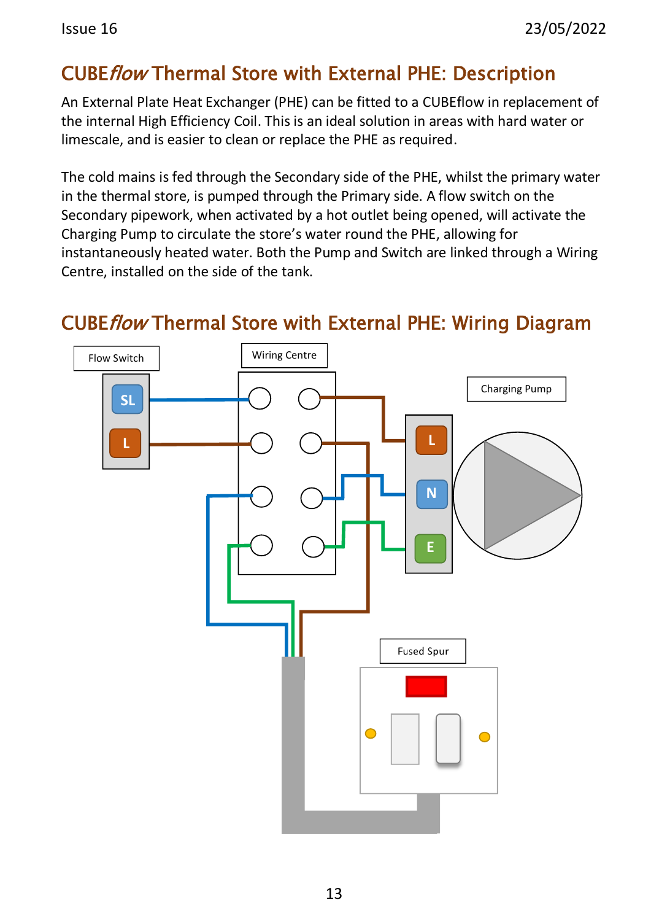## CUBE*flow* Thermal Store with External PHE: Description

An External Plate Heat Exchanger (PHE) can be fitted to a CUBEflow in replacement of the internal High Efficiency Coil. This is an ideal solution in areas with hard water or limescale, and is easier to clean or replace the PHE as required.

The cold mains is fed through the Secondary side of the PHE, whilst the primary water in the thermal store, is pumped through the Primary side. A flow switch on the Secondary pipework, when activated by a hot outlet being opened, will activate the Charging Pump to circulate the store's water round the PHE, allowing for instantaneously heated water. Both the Pump and Switch are linked through a Wiring Centre, installed on the side of the tank.

## CUBE*flow* Thermal Store with External PHE: Wiring Diagram

Flow Switch

SL

L

Wiring Centre

Charging Pump

L

N

E

Fused Spur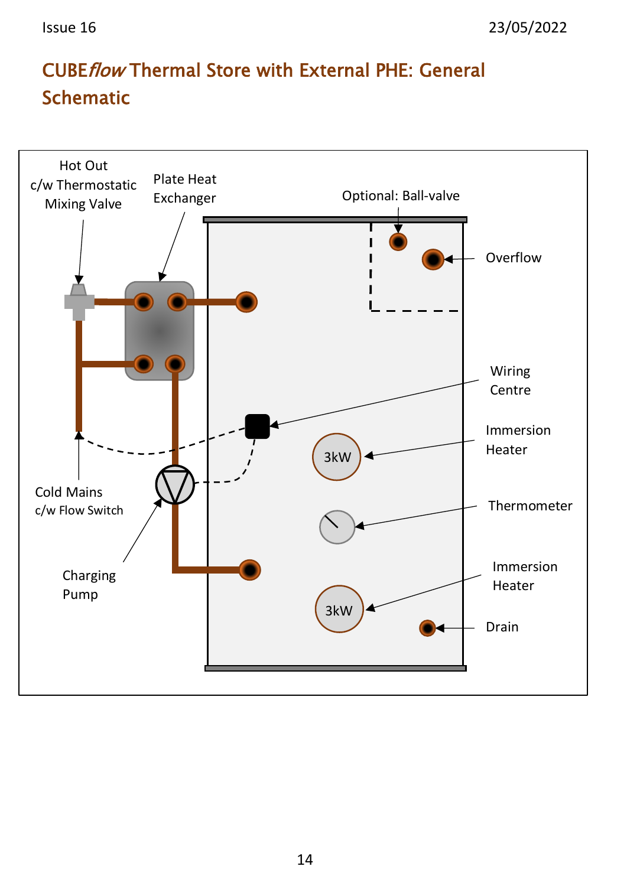# CUBE*flow* Thermal Store with External PHE: General Schematic

Hot Out c/w Thermostatic Mixing Valve

Plate Heat Exchanger

Optional: Ball-valve

Overflow

Wiring Centre

Immersion Heater

3kW

Cold Mains c/w Flow Switch

Thermometer

Charging Pump

Immersion Heater

3kW

Drain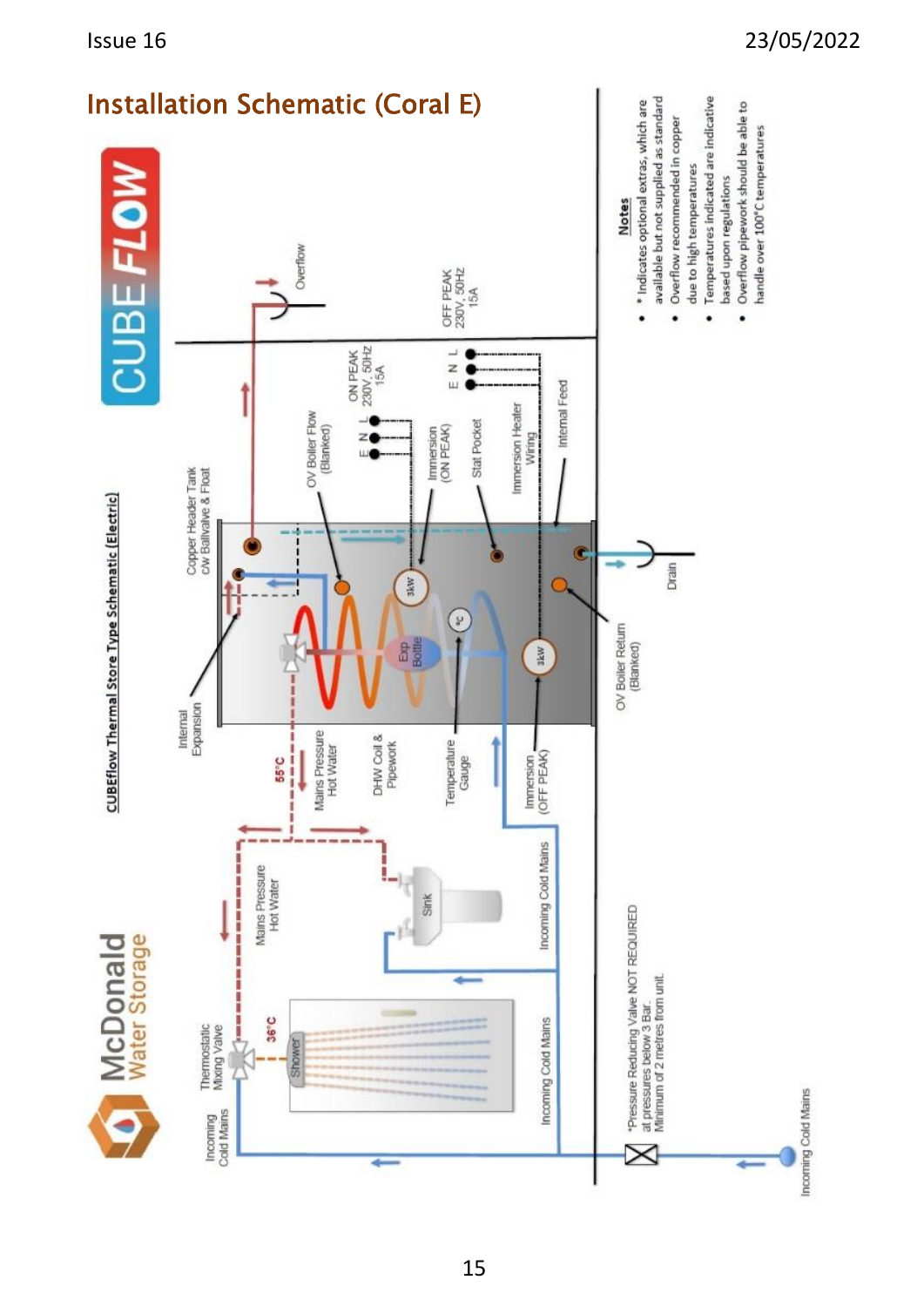# Installation Schematic (Coral E)

CUBEflow Thermal Store Type Schematic (Electric)

Copper Header Tank c/w Ballvalve & Float

Overflow

OV Boiler Flow (Blanked)

E N L

ON PEAK 230V, 50Hz 15A

E N L

OFF PEAK 230V, 50Hz 15A

Immersion (ON PEAK)

Stat Pocket

Immersion Heater Wiring

Internal Feed

Internal Expansion

Mains Pressure Hot Water

DHW Coil & Pipework

Temperature Gauge

Immersion (OFF PEAK)

OV Boiler Return (Blanked)

Drain

3kW

3kW

Exp Bottle

°c

55°C

Mains Pressure Hot Water

Sink

Incoming Cold Mains

Incoming Cold Mains

Thermostatic Mixing Valve

36°C

Shower

Incoming Cold Mains

*Pressure Reducing Valve NOT REQUIRED at pressures below 3 Bar. Minimum of 2 metres from unit.

Incoming Cold Mains

**Notes**

- * Indicates optional extras, which are available but not supplied as standard
- Overflow recommended in copper due to high temperatures
- Temperatures indicated are indicative based upon regulations
- Overflow pipework should be able to handle over 100°C temperatures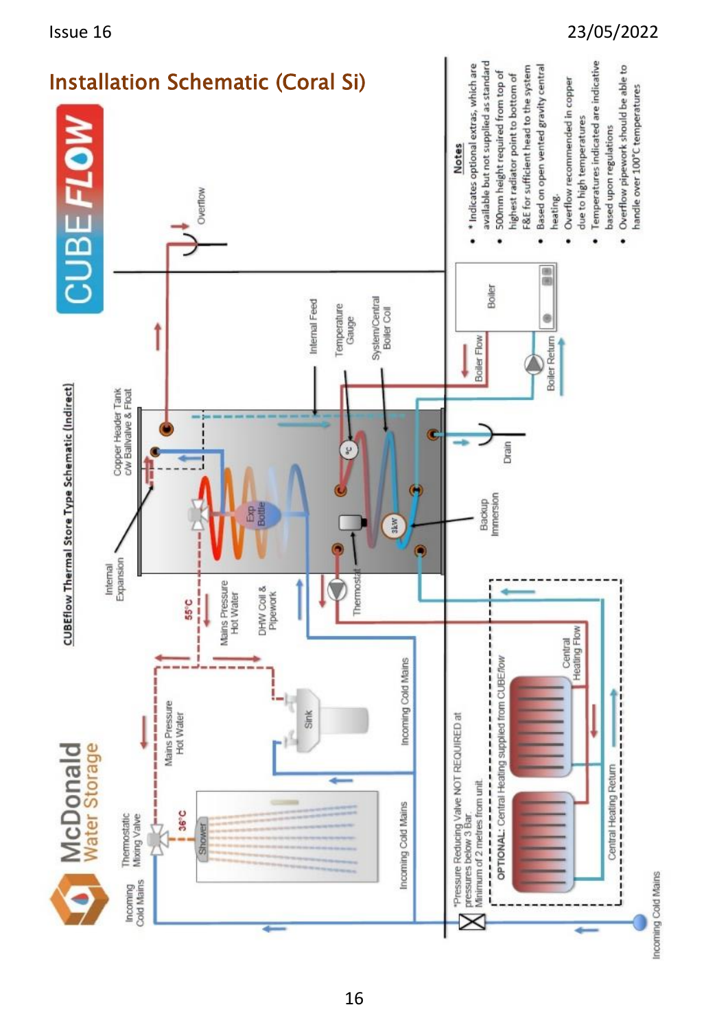# Installation Schematic (Coral Si)

CUBEflow Thermal Store Type Schematic (Indirect)

Overflow

Copper Header Tank c/w Ballvalve & Float

Internal Feed

Temperature Gauge

System/Central Boiler Coil

Boiler Flow

Boiler

Boiler Return

Internal Expansion

Exp Bottle

Mains Pressure Hot Water

DHW Coil & Pipework

55°C

Thermostat

3kW

Backup Immersion

Drain

Incoming Cold Mains

Thermostatic Mixing Valve

36°C

Shower

Mains Pressure Hot Water

Sink

Incoming Cold Mains

Incoming Cold Mains

*Pressure Reducing Valve NOT REQUIRED at pressures below 3 Bar. Minimum of 2 metres from unit.

OPTIONAL: Central Heating supplied from CUBEflow

Central Heating Flow

Central Heating Return

Incoming Cold Mains

**Notes**

- * Indicates optional extras, which are available but not supplied as standard
- 500mm height required from top of highest radiator point to bottom of F&E for sufficient head to the system
- Based on open vented gravity central heating.
- Overflow recommended in copper due to high temperatures
- Temperatures indicated are indicative based upon regulations
- Overflow pipework should be able to handle over 100°C temperatures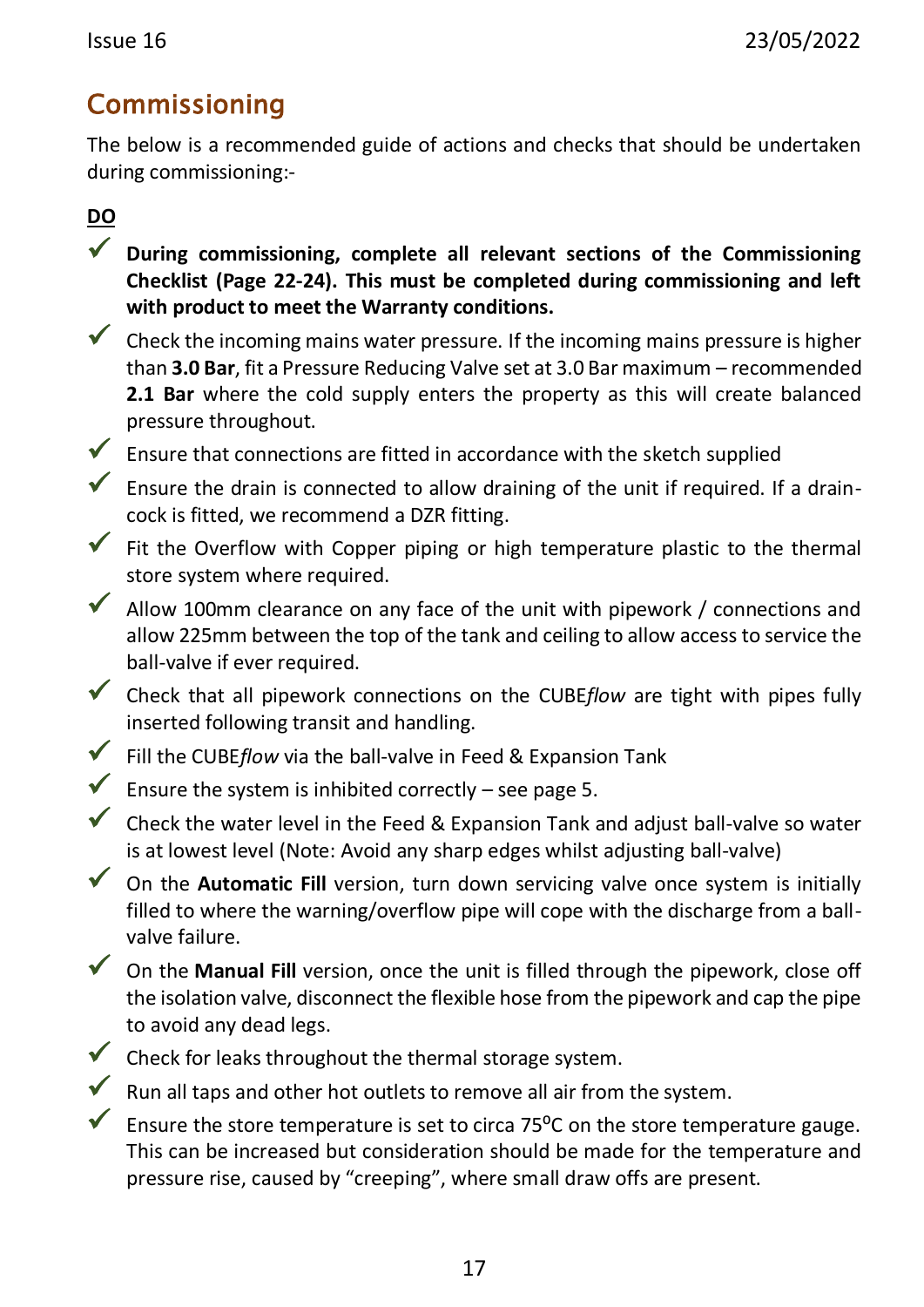## Commissioning

The below is a recommended guide of actions and checks that should be undertaken during commissioning:-

**DO**

- ✓ **During commissioning, complete all relevant sections of the Commissioning Checklist (Page 22-24). This must be completed during commissioning and left with product to meet the Warranty conditions.**
- ✓ Check the incoming mains water pressure. If the incoming mains pressure is higher than **3.0 Bar**, fit a Pressure Reducing Valve set at 3.0 Bar maximum – recommended **2.1 Bar** where the cold supply enters the property as this will create balanced pressure throughout.
- ✓ Ensure that connections are fitted in accordance with the sketch supplied
- ✓ Ensure the drain is connected to allow draining of the unit if required. If a drain-cock is fitted, we recommend a DZR fitting.
- ✓ Fit the Overflow with Copper piping or high temperature plastic to the thermal store system where required.
- ✓ Allow 100mm clearance on any face of the unit with pipework / connections and allow 225mm between the top of the tank and ceiling to allow access to service the ball-valve if ever required.
- ✓ Check that all pipework connections on the CUBE*flow* are tight with pipes fully inserted following transit and handling.
- ✓ Fill the CUBE*flow* via the ball-valve in Feed & Expansion Tank
- ✓ Ensure the system is inhibited correctly – see page 5.
- ✓ Check the water level in the Feed & Expansion Tank and adjust ball-valve so water is at lowest level (Note: Avoid any sharp edges whilst adjusting ball-valve)
- ✓ On the **Automatic Fill** version, turn down servicing valve once system is initially filled to where the warning/overflow pipe will cope with the discharge from a ball-valve failure.
- ✓ On the **Manual Fill** version, once the unit is filled through the pipework, close off the isolation valve, disconnect the flexible hose from the pipework and cap the pipe to avoid any dead legs.
- ✓ Check for leaks throughout the thermal storage system.
- ✓ Run all taps and other hot outlets to remove all air from the system.
- ✓ Ensure the store temperature is set to circa 75$^{o}$C on the store temperature gauge. This can be increased but consideration should be made for the temperature and pressure rise, caused by "creeping", where small draw offs are present.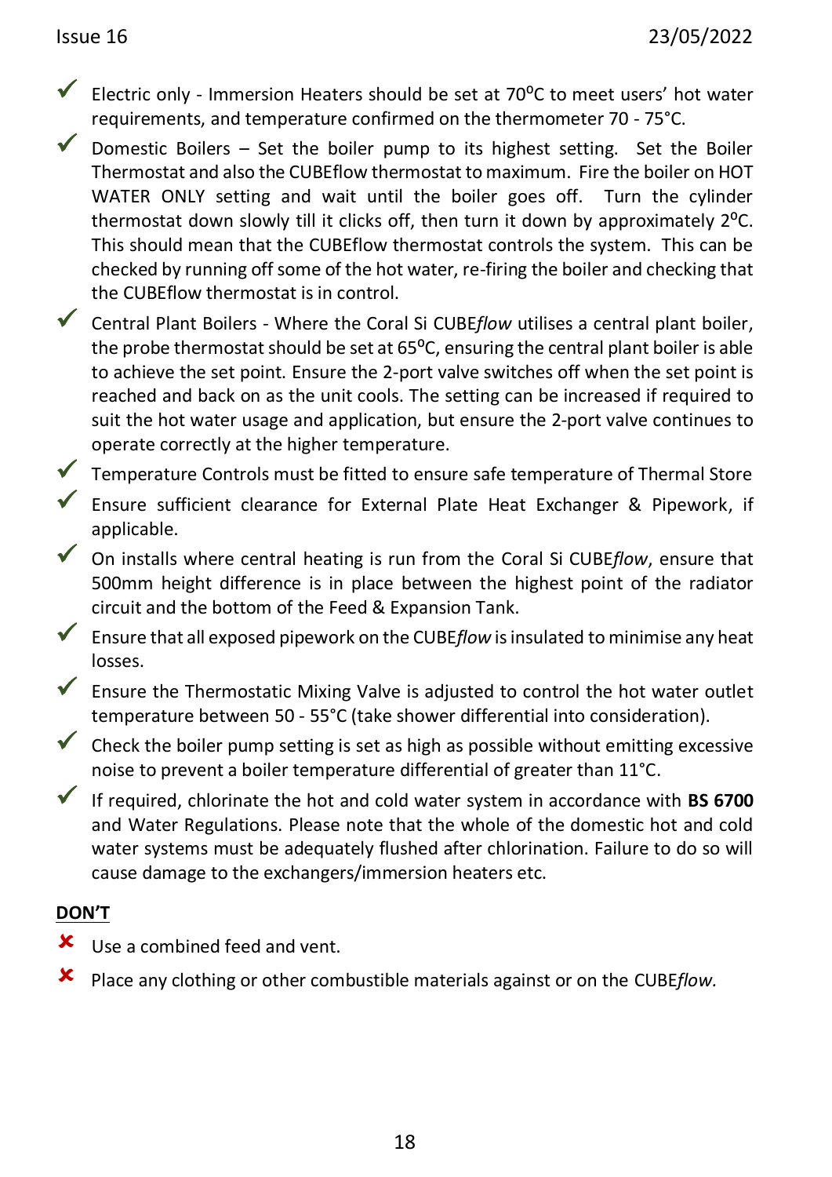- ✓ Electric only - Immersion Heaters should be set at 70°C to meet users' hot water requirements, and temperature confirmed on the thermometer 70 - 75°C.
- ✓ Domestic Boilers – Set the boiler pump to its highest setting. Set the Boiler Thermostat and also the CUBEflow thermostat to maximum. Fire the boiler on HOT WATER ONLY setting and wait until the boiler goes off. Turn the cylinder thermostat down slowly till it clicks off, then turn it down by approximately 2°C. This should mean that the CUBEflow thermostat controls the system. This can be checked by running off some of the hot water, re-firing the boiler and checking that the CUBEflow thermostat is in control.
- ✓ Central Plant Boilers - Where the Coral Si CUBE*flow* utilises a central plant boiler, the probe thermostat should be set at 65°C, ensuring the central plant boiler is able to achieve the set point. Ensure the 2-port valve switches off when the set point is reached and back on as the unit cools. The setting can be increased if required to suit the hot water usage and application, but ensure the 2-port valve continues to operate correctly at the higher temperature.
- ✓ Temperature Controls must be fitted to ensure safe temperature of Thermal Store
- ✓ Ensure sufficient clearance for External Plate Heat Exchanger & Pipework, if applicable.
- ✓ On installs where central heating is run from the Coral Si CUBE*flow*, ensure that 500mm height difference is in place between the highest point of the radiator circuit and the bottom of the Feed & Expansion Tank.
- ✓ Ensure that all exposed pipework on the CUBE*flow* is insulated to minimise any heat losses.
- ✓ Ensure the Thermostatic Mixing Valve is adjusted to control the hot water outlet temperature between 50 - 55°C (take shower differential into consideration).
- ✓ Check the boiler pump setting is set as high as possible without emitting excessive noise to prevent a boiler temperature differential of greater than 11°C.
- ✓ If required, chlorinate the hot and cold water system in accordance with **BS 6700** and Water Regulations. Please note that the whole of the domestic hot and cold water systems must be adequately flushed after chlorination. Failure to do so will cause damage to the exchangers/immersion heaters etc.

**DON'T**

- ✗ Use a combined feed and vent.
- ✗ Place any clothing or other combustible materials against or on the CUBE*flow.*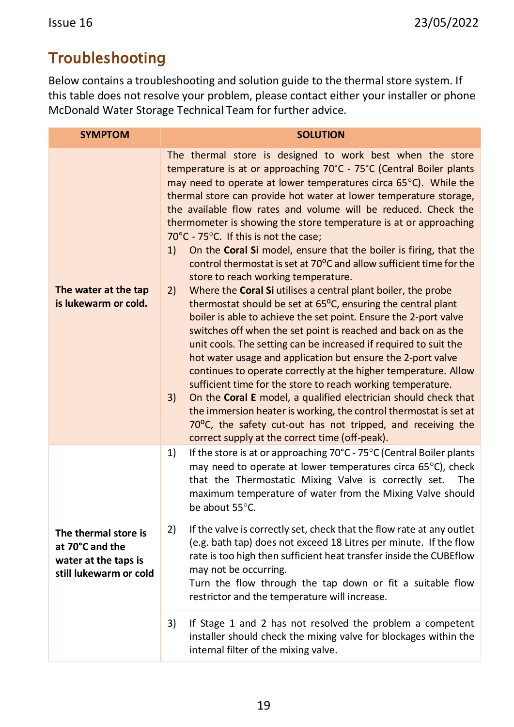## Troubleshooting

Below contains a troubleshooting and solution guide to the thermal store system. If this table does not resolve your problem, please contact either your installer or phone McDonald Water Storage Technical Team for further advice.

| SYMPTOM | SOLUTION |
|---|---|
| **The water at the tap is lukewarm or cold.** | The thermal store is designed to work best when the store temperature is at or approaching 70°C - 75°C (Central Boiler plants may need to operate at lower temperatures circa 65°C). While the thermal store can provide hot water at lower temperature storage, the available flow rates and volume will be reduced. Check the thermometer is showing the store temperature is at or approaching 70°C - 75°C. If this is not the case;<br>1) On the **Coral Si** model, ensure that the boiler is firing, that the control thermostat is set at 70°C and allow sufficient time for the store to reach working temperature.<br>2) Where the **Coral Si** utilises a central plant boiler, the probe thermostat should be set at 65°C, ensuring the central plant boiler is able to achieve the set point. Ensure the 2-port valve switches off when the set point is reached and back on as the unit cools. The setting can be increased if required to suit the hot water usage and application but ensure the 2-port valve continues to operate correctly at the higher temperature. Allow sufficient time for the store to reach working temperature.<br>3) On the **Coral E** model, a qualified electrician should check that the immersion heater is working, the control thermostat is set at 70°C, the safety cut-out has not tripped, and receiving the correct supply at the correct time (off-peak). |
| **The thermal store is at 70°C and the water at the taps is still lukewarm or cold** | 1) If the store is at or approaching 70°C - 75°C (Central Boiler plants may need to operate at lower temperatures circa 65°C), check that the Thermostatic Mixing Valve is correctly set. The maximum temperature of water from the Mixing Valve should be about 55°C. |
| | 2) If the valve is correctly set, check that the flow rate at any outlet (e.g. bath tap) does not exceed 18 Litres per minute. If the flow rate is too high then sufficient heat transfer inside the CUBEflow may not be occurring.<br>Turn the flow through the tap down or fit a suitable flow restrictor and the temperature will increase. |
| | 3) If Stage 1 and 2 has not resolved the problem a competent installer should check the mixing valve for blockages within the internal filter of the mixing valve. |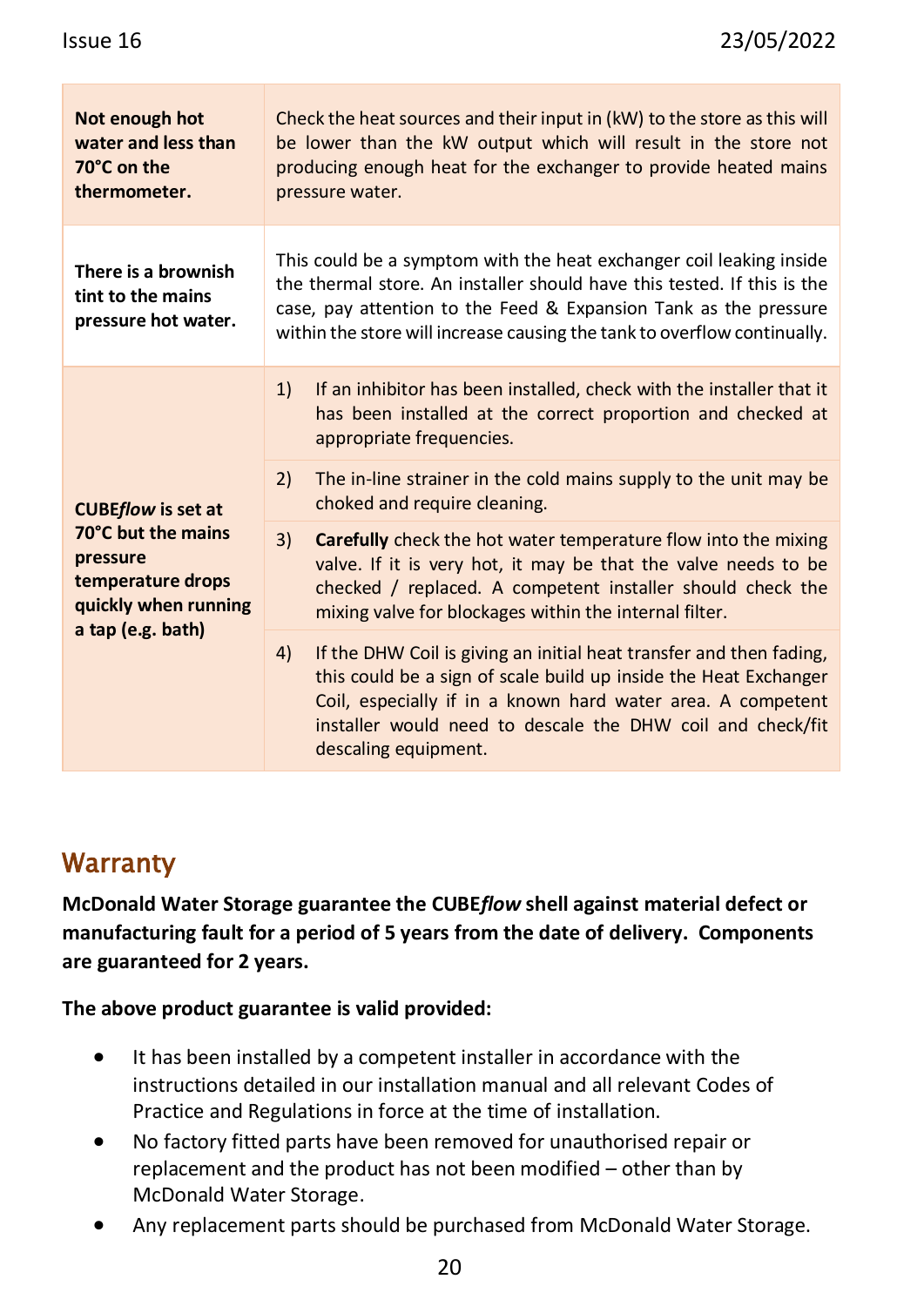| | |
|---|---|
| **Not enough hot water and less than 70°C on the thermometer.** | Check the heat sources and their input in (kW) to the store as this will be lower than the kW output which will result in the store not producing enough heat for the exchanger to provide heated mains pressure water. |
| **There is a brownish tint to the mains pressure hot water.** | This could be a symptom with the heat exchanger coil leaking inside the thermal store. An installer should have this tested. If this is the case, pay attention to the Feed & Expansion Tank as the pressure within the store will increase causing the tank to overflow continually. |
| **CUBE*flow* is set at 70°C but the mains pressure temperature drops quickly when running a tap (e.g. bath)** | 1) If an inhibitor has been installed, check with the installer that it has been installed at the correct proportion and checked at appropriate frequencies. |
| | 2) The in-line strainer in the cold mains supply to the unit may be choked and require cleaning. |
| | 3) **Carefully** check the hot water temperature flow into the mixing valve. If it is very hot, it may be that the valve needs to be checked / replaced. A competent installer should check the mixing valve for blockages within the internal filter. |
| | 4) If the DHW Coil is giving an initial heat transfer and then fading, this could be a sign of scale build up inside the Heat Exchanger Coil, especially if in a known hard water area. A competent installer would need to descale the DHW coil and check/fit descaling equipment. |

## Warranty

**McDonald Water Storage guarantee the CUBE*flow* shell against material defect or manufacturing fault for a period of 5 years from the date of delivery. Components are guaranteed for 2 years.**

**The above product guarantee is valid provided:**

- It has been installed by a competent installer in accordance with the instructions detailed in our installation manual and all relevant Codes of Practice and Regulations in force at the time of installation.
- No factory fitted parts have been removed for unauthorised repair or replacement and the product has not been modified – other than by McDonald Water Storage.
- Any replacement parts should be purchased from McDonald Water Storage.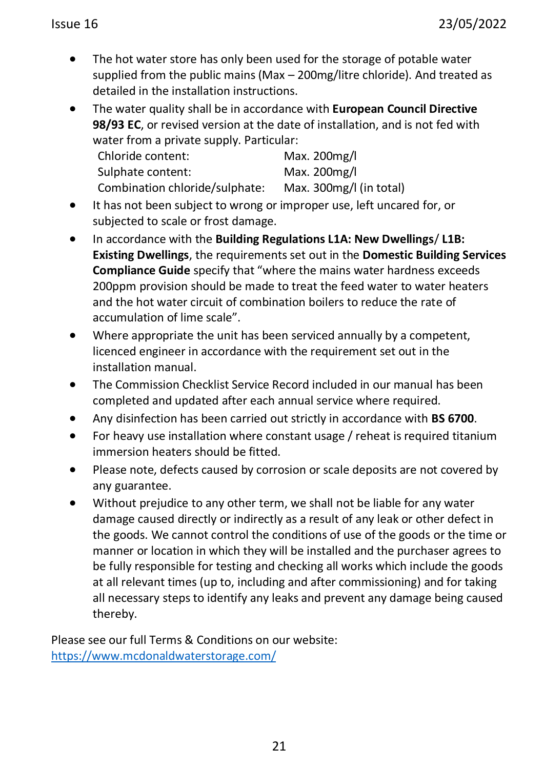- The hot water store has only been used for the storage of potable water supplied from the public mains (Max – 200mg/litre chloride). And treated as detailed in the installation instructions.
- The water quality shall be in accordance with **European Council Directive 98/93 EC**, or revised version at the date of installation, and is not fed with water from a private supply. Particular:

  | | |
  |---|---|
  | Chloride content: | Max. 200mg/l |
  | Sulphate content: | Max. 200mg/l |
  | Combination chloride/sulphate: | Max. 300mg/l (in total) |

- It has not been subject to wrong or improper use, left uncared for, or subjected to scale or frost damage.
- In accordance with the **Building Regulations L1A: New Dwellings**/ **L1B: Existing Dwellings**, the requirements set out in the **Domestic Building Services Compliance Guide** specify that "where the mains water hardness exceeds 200ppm provision should be made to treat the feed water to water heaters and the hot water circuit of combination boilers to reduce the rate of accumulation of lime scale".
- Where appropriate the unit has been serviced annually by a competent, licenced engineer in accordance with the requirement set out in the installation manual.
- The Commission Checklist Service Record included in our manual has been completed and updated after each annual service where required.
- Any disinfection has been carried out strictly in accordance with **BS 6700**.
- For heavy use installation where constant usage / reheat is required titanium immersion heaters should be fitted.
- Please note, defects caused by corrosion or scale deposits are not covered by any guarantee.
- Without prejudice to any other term, we shall not be liable for any water damage caused directly or indirectly as a result of any leak or other defect in the goods. We cannot control the conditions of use of the goods or the time or manner or location in which they will be installed and the purchaser agrees to be fully responsible for testing and checking all works which include the goods at all relevant times (up to, including and after commissioning) and for taking all necessary steps to identify any leaks and prevent any damage being caused thereby.

Please see our full Terms & Conditions on our website:
[https://www.mcdonaldwaterstorage.com/](https://www.mcdonaldwaterstorage.com/)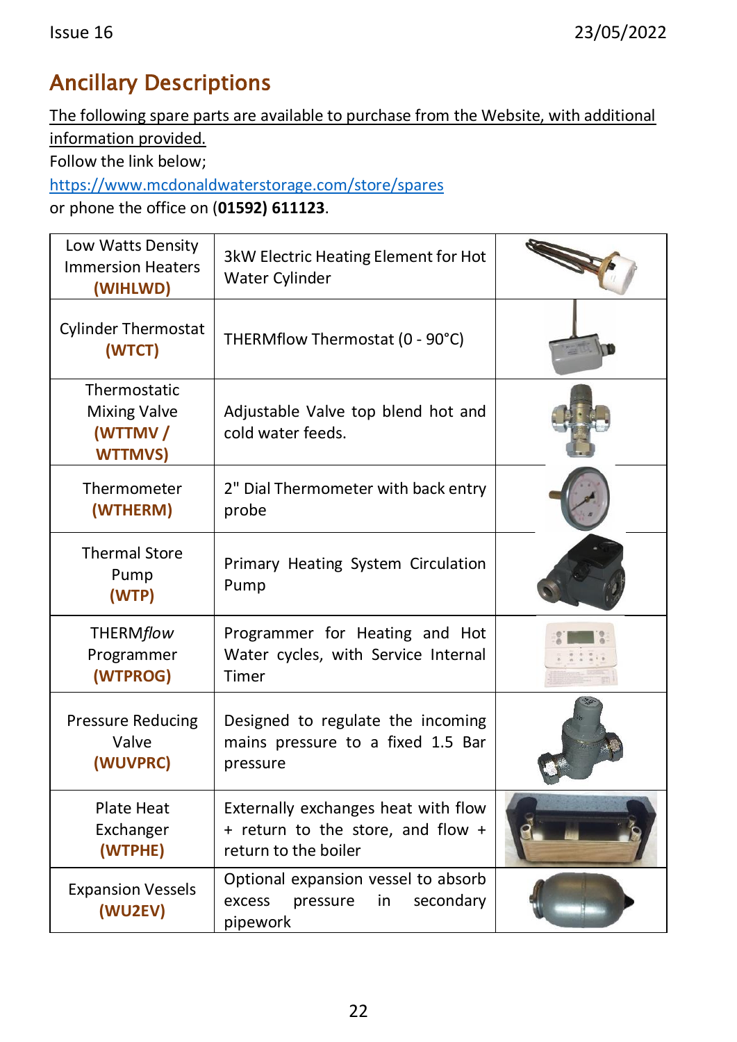## Ancillary Descriptions

The following spare parts are available to purchase from the Website, with additional information provided.

Follow the link below;

https://www.mcdonaldwaterstorage.com/store/spares

or phone the office on **(01592) 611123**.

| | | |
|---|---|---|
| Low Watts Density Immersion Heaters **(WIHLWD)** | 3kW Electric Heating Element for Hot Water Cylinder | |
| Cylinder Thermostat **(WTCT)** | THERMflow Thermostat (0 - 90°C) | |
| Thermostatic Mixing Valve **(WTTMV / WTTMVS)** | Adjustable Valve top blend hot and cold water feeds. | |
| Thermometer **(WTHERM)** | 2" Dial Thermometer with back entry probe | |
| Thermal Store Pump **(WTP)** | Primary Heating System Circulation Pump | |
| THERM*flow* Programmer **(WTPROG)** | Programmer for Heating and Hot Water cycles, with Service Internal Timer | |
| Pressure Reducing Valve **(WUVPRC)** | Designed to regulate the incoming mains pressure to a fixed 1.5 Bar pressure | |
| Plate Heat Exchanger **(WTPHE)** | Externally exchanges heat with flow + return to the store, and flow + return to the boiler | |
| Expansion Vessels **(WU2EV)** | Optional expansion vessel to absorb excess pressure in secondary pipework | |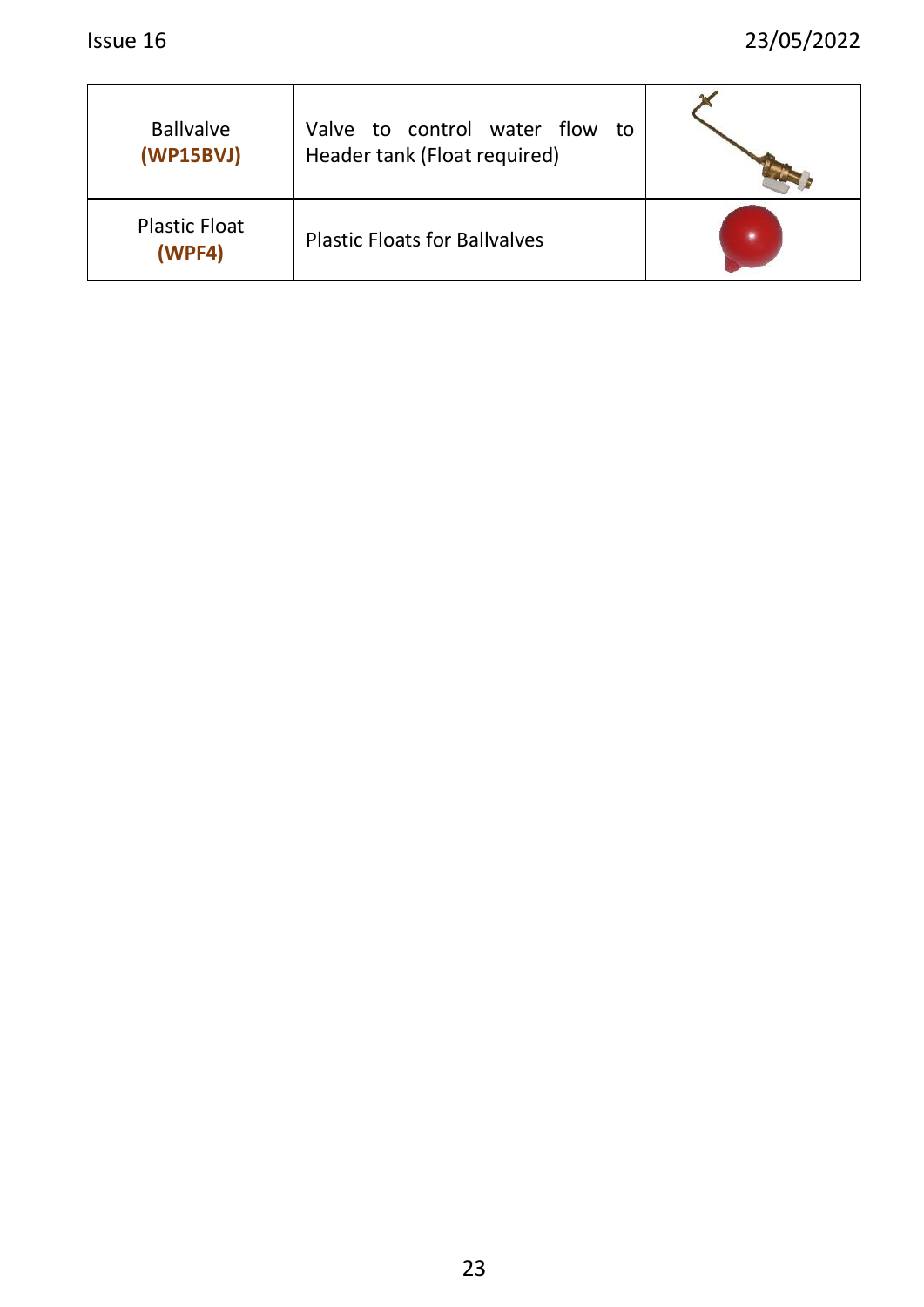| | | |
|---|---|---|
| Ballvalve **(WP15BVJ)** | Valve to control water flow to Header tank (Float required) | |
| Plastic Float **(WPF4)** | Plastic Floats for Ballvalves | |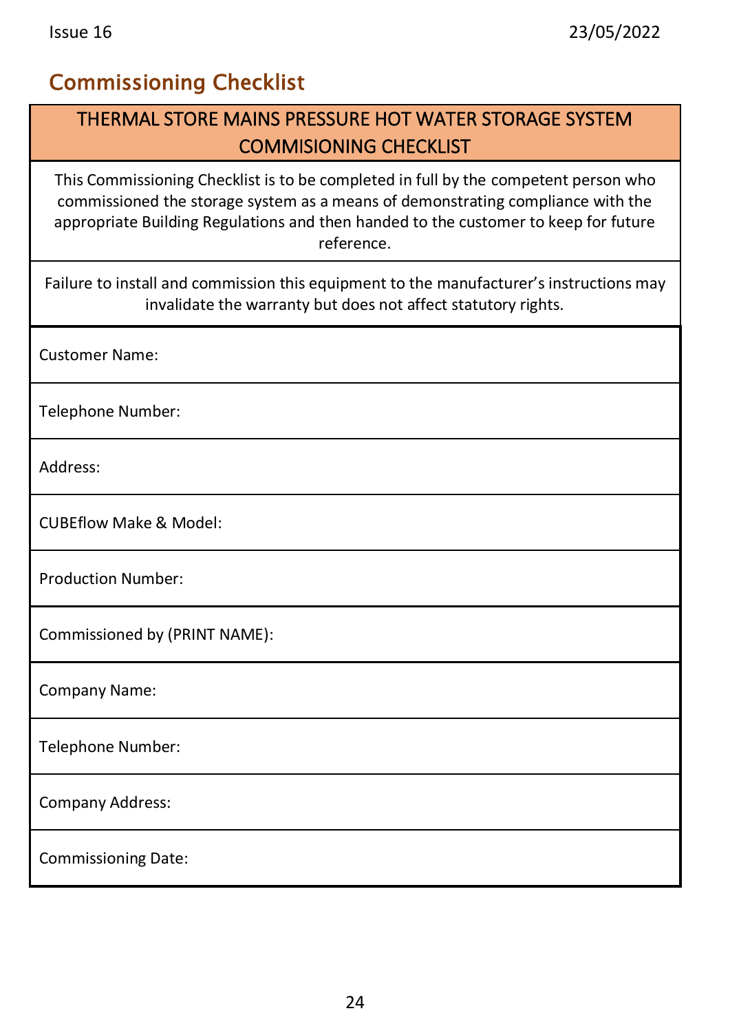## Commissioning Checklist

| THERMAL STORE MAINS PRESSURE HOT WATER STORAGE SYSTEM COMMISIONING CHECKLIST |
|---|
| This Commissioning Checklist is to be completed in full by the competent person who commissioned the storage system as a means of demonstrating compliance with the appropriate Building Regulations and then handed to the customer to keep for future reference. |
| Failure to install and commission this equipment to the manufacturer's instructions may invalidate the warranty but does not affect statutory rights. |
| Customer Name: |
| Telephone Number: |
| Address: |
| CUBEflow Make & Model: |
| Production Number: |
| Commissioned by (PRINT NAME): |
| Company Name: |
| Telephone Number: |
| Company Address: |
| Commissioning Date: |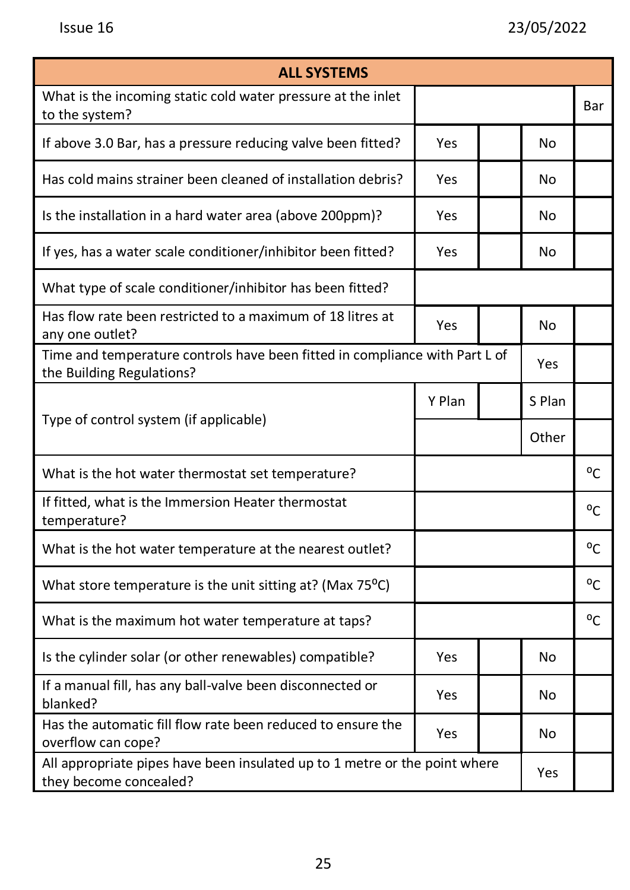| ALL SYSTEMS | | | | |
|---|---|---|---|---|
| What is the incoming static cold water pressure at the inlet to the system? | | | | Bar |
| If above 3.0 Bar, has a pressure reducing valve been fitted? | Yes | | No | |
| Has cold mains strainer been cleaned of installation debris? | Yes | | No | |
| Is the installation in a hard water area (above 200ppm)? | Yes | | No | |
| If yes, has a water scale conditioner/inhibitor been fitted? | Yes | | No | |
| What type of scale conditioner/inhibitor has been fitted? | | | | |
| Has flow rate been restricted to a maximum of 18 litres at any one outlet? | Yes | | No | |
| Time and temperature controls have been fitted in compliance with Part L of the Building Regulations? | | | Yes | |
| Type of control system (if applicable) | Y Plan | | S Plan | |
| | | | Other | |
| What is the hot water thermostat set temperature? | | | | $^{o}C$ |
| If fitted, what is the Immersion Heater thermostat temperature? | | | | $^{o}C$ |
| What is the hot water temperature at the nearest outlet? | | | | $^{o}C$ |
| What store temperature is the unit sitting at? (Max 75$^{o}C$) | | | | $^{o}C$ |
| What is the maximum hot water temperature at taps? | | | | $^{o}C$ |
| Is the cylinder solar (or other renewables) compatible? | Yes | | No | |
| If a manual fill, has any ball-valve been disconnected or blanked? | Yes | | No | |
| Has the automatic fill flow rate been reduced to ensure the overflow can cope? | Yes | | No | |
| All appropriate pipes have been insulated up to 1 metre or the point where they become concealed? | | | Yes | |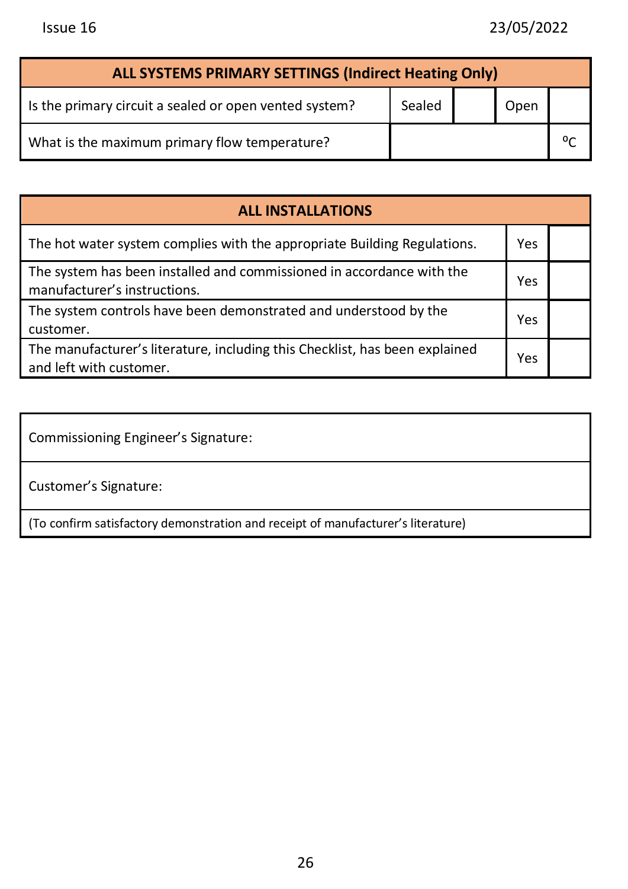| ALL SYSTEMS PRIMARY SETTINGS (Indirect Heating Only) | | | | |
|---|---|---|---|---|
| Is the primary circuit a sealed or open vented system? | Sealed | | Open | |
| What is the maximum primary flow temperature? | | | | ºC |

| ALL INSTALLATIONS | | |
|---|---|---|
| The hot water system complies with the appropriate Building Regulations. | Yes | |
| The system has been installed and commissioned in accordance with the manufacturer's instructions. | Yes | |
| The system controls have been demonstrated and understood by the customer. | Yes | |
| The manufacturer's literature, including this Checklist, has been explained and left with customer. | Yes | |

| Commissioning Engineer's Signature: |
|---|
| Customer's Signature: |
| (To confirm satisfactory demonstration and receipt of manufacturer's literature) |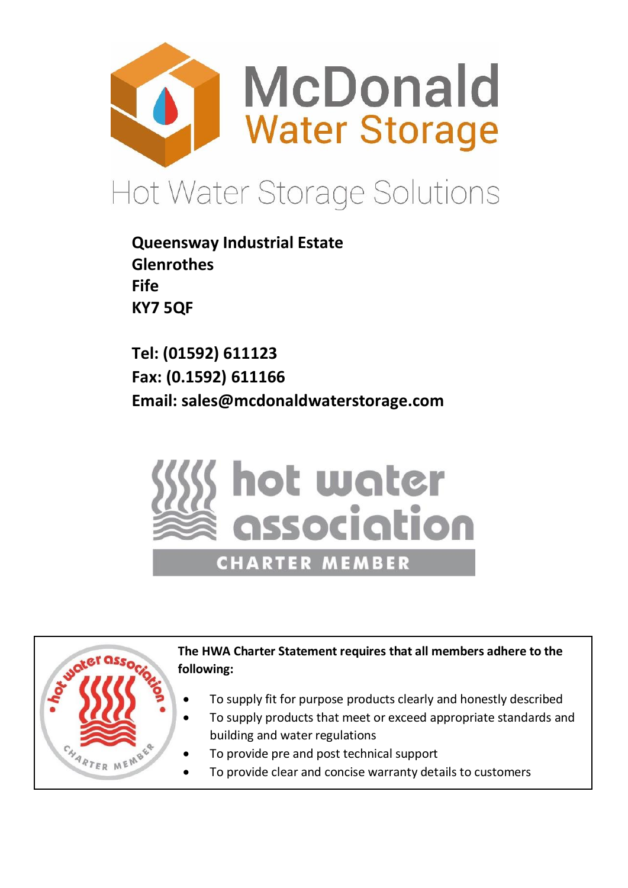McDonald
Water Storage

Hot Water Storage Solutions

**Queensway Industrial Estate**
**Glenrothes**
**Fife**
**KY7 5QF**

**Tel: (01592) 611123**
**Fax: (0.1592) 611166**
**Email: sales@mcdonaldwaterstorage.com**

hot water association
CHARTER MEMBER

**The HWA Charter Statement requires that all members adhere to the following:**

- To supply fit for purpose products clearly and honestly described
- To supply products that meet or exceed appropriate standards and building and water regulations
- To provide pre and post technical support
- To provide clear and concise warranty details to customers